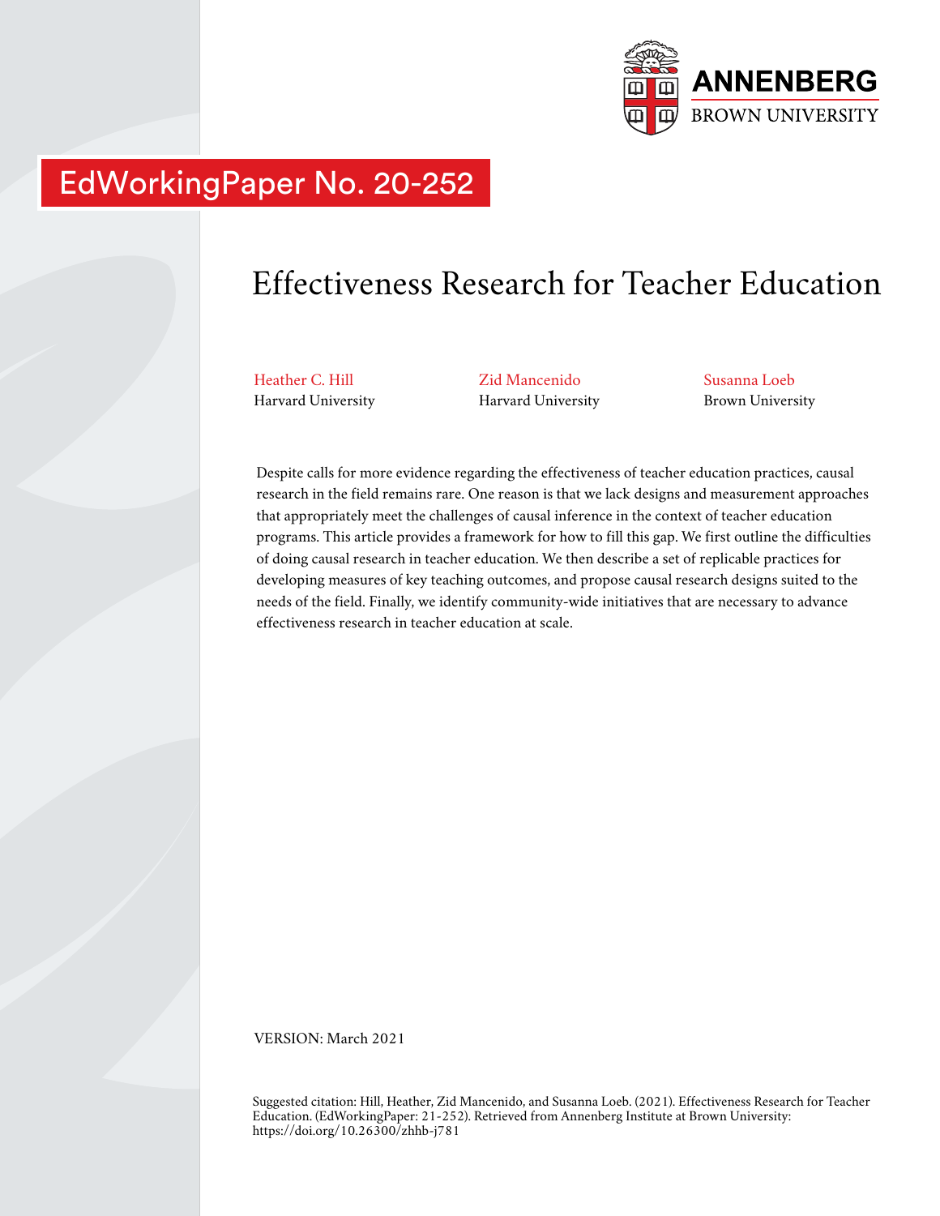ANNENBERG
BROWN UNIVERSITY

EdWorkingPaper No. 20-252

# Effectiveness Research for Teacher Education

Heather C. Hill
Harvard University

Zid Mancenido
Harvard University

Susanna Loeb
Brown University

Despite calls for more evidence regarding the effectiveness of teacher education practices, causal research in the field remains rare. One reason is that we lack designs and measurement approaches that appropriately meet the challenges of causal inference in the context of teacher education programs. This article provides a framework for how to fill this gap. We first outline the difficulties of doing causal research in teacher education. We then describe a set of replicable practices for developing measures of key teaching outcomes, and propose causal research designs suited to the needs of the field. Finally, we identify community-wide initiatives that are necessary to advance effectiveness research in teacher education at scale.

VERSION: March 2021

Suggested citation: Hill, Heather, Zid Mancenido, and Susanna Loeb. (2021). Effectiveness Research for Teacher Education. (EdWorkingPaper: 21-252). Retrieved from Annenberg Institute at Brown University: https://doi.org/10.26300/zhhb-j781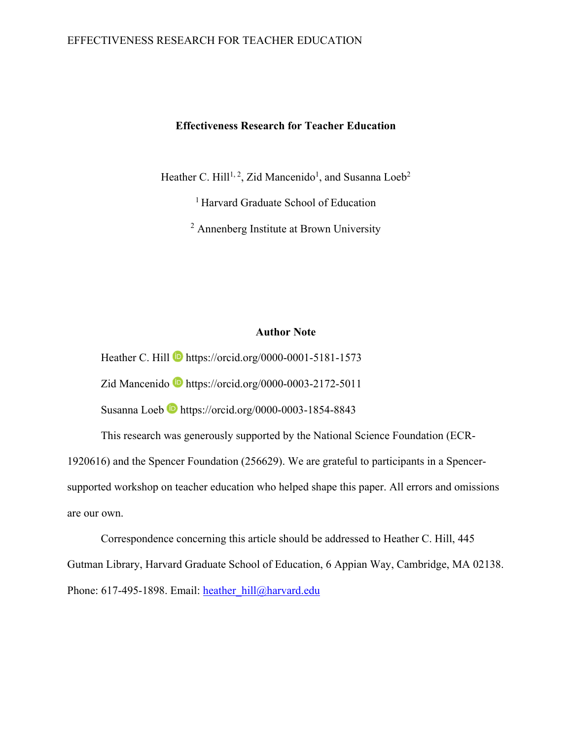**Effectiveness Research for Teacher Education**

Heather C. Hill[1, 2], Zid Mancenido[1], and Susanna Loeb[2]

[1] Harvard Graduate School of Education

[2] Annenberg Institute at Brown University

**Author Note**

Heather C. Hill https://orcid.org/0000-0001-5181-1573

Zid Mancenido https://orcid.org/0000-0003-2172-5011

Susanna Loeb https://orcid.org/0000-0003-1854-8843

This research was generously supported by the National Science Foundation (ECR-1920616) and the Spencer Foundation (256629). We are grateful to participants in a Spencer-supported workshop on teacher education who helped shape this paper. All errors and omissions are our own.

Correspondence concerning this article should be addressed to Heather C. Hill, 445 Gutman Library, Harvard Graduate School of Education, 6 Appian Way, Cambridge, MA 02138. Phone: 617-495-1898. Email: heather_hill@harvard.edu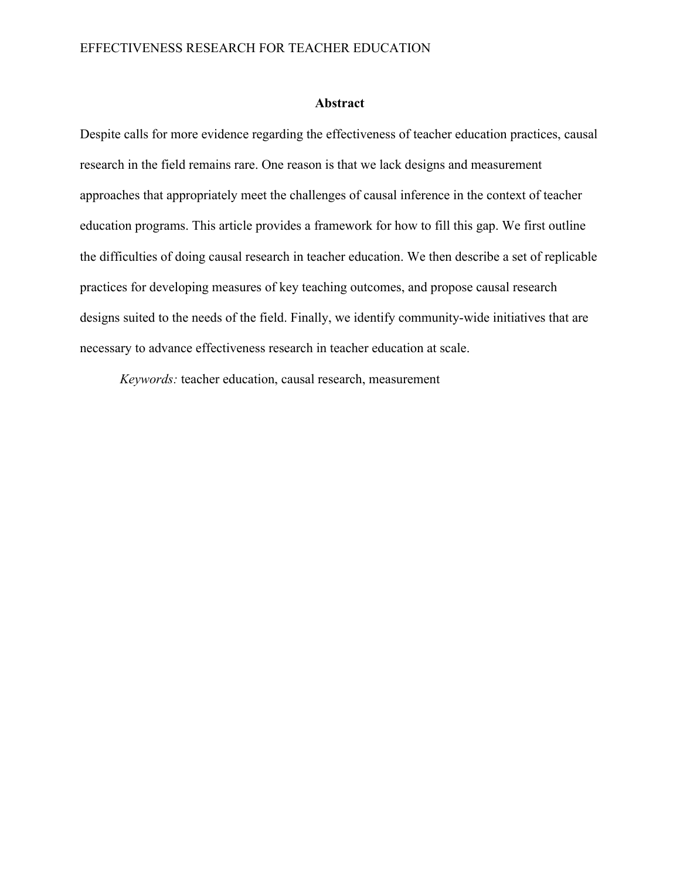## Abstract

Despite calls for more evidence regarding the effectiveness of teacher education practices, causal research in the field remains rare. One reason is that we lack designs and measurement approaches that appropriately meet the challenges of causal inference in the context of teacher education programs. This article provides a framework for how to fill this gap. We first outline the difficulties of doing causal research in teacher education. We then describe a set of replicable practices for developing measures of key teaching outcomes, and propose causal research designs suited to the needs of the field. Finally, we identify community-wide initiatives that are necessary to advance effectiveness research in teacher education at scale.

*Keywords:* teacher education, causal research, measurement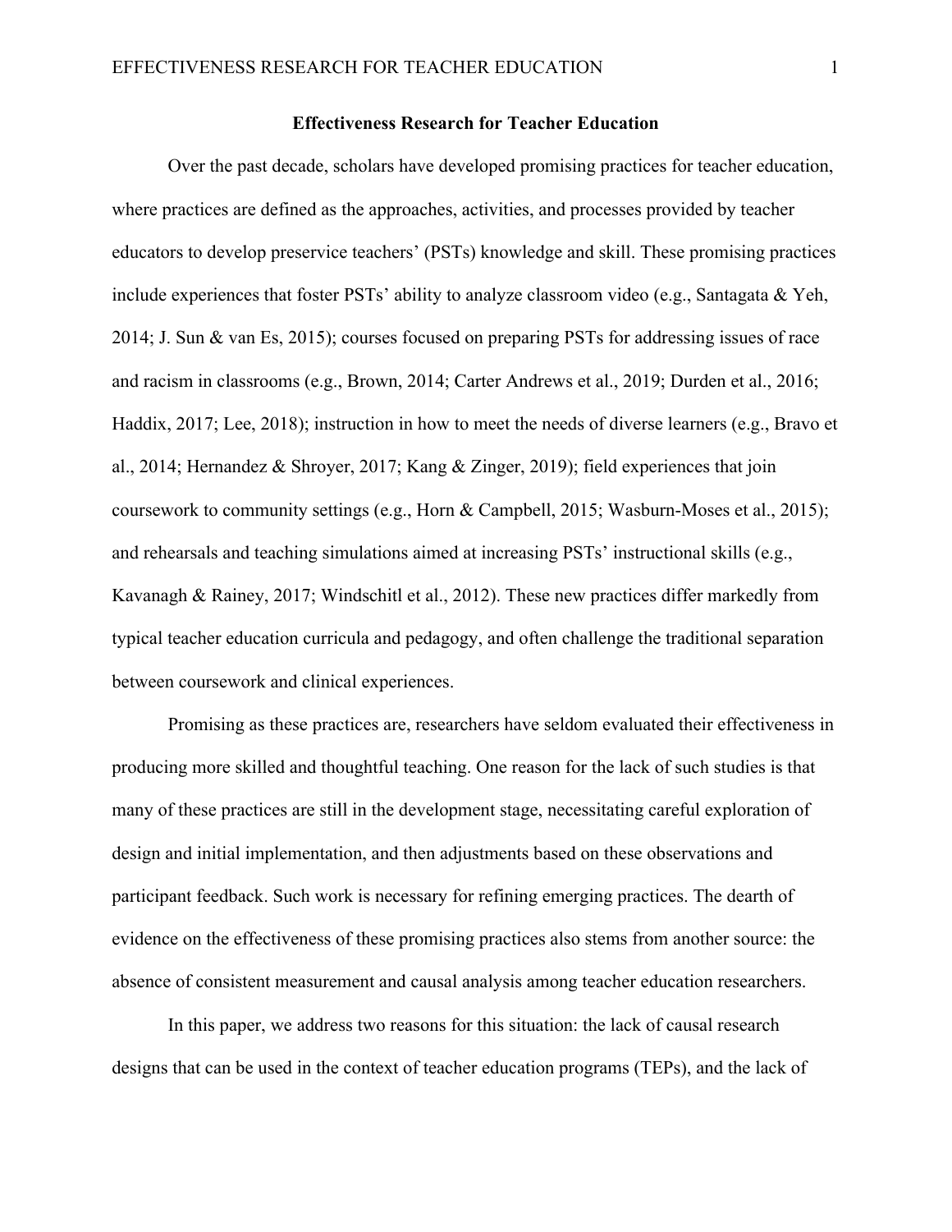## Effectiveness Research for Teacher Education

Over the past decade, scholars have developed promising practices for teacher education, where practices are defined as the approaches, activities, and processes provided by teacher educators to develop preservice teachers' (PSTs) knowledge and skill. These promising practices include experiences that foster PSTs' ability to analyze classroom video (e.g., Santagata & Yeh, 2014; J. Sun & van Es, 2015); courses focused on preparing PSTs for addressing issues of race and racism in classrooms (e.g., Brown, 2014; Carter Andrews et al., 2019; Durden et al., 2016; Haddix, 2017; Lee, 2018); instruction in how to meet the needs of diverse learners (e.g., Bravo et al., 2014; Hernandez & Shroyer, 2017; Kang & Zinger, 2019); field experiences that join coursework to community settings (e.g., Horn & Campbell, 2015; Wasburn-Moses et al., 2015); and rehearsals and teaching simulations aimed at increasing PSTs' instructional skills (e.g., Kavanagh & Rainey, 2017; Windschitl et al., 2012). These new practices differ markedly from typical teacher education curricula and pedagogy, and often challenge the traditional separation between coursework and clinical experiences.

Promising as these practices are, researchers have seldom evaluated their effectiveness in producing more skilled and thoughtful teaching. One reason for the lack of such studies is that many of these practices are still in the development stage, necessitating careful exploration of design and initial implementation, and then adjustments based on these observations and participant feedback. Such work is necessary for refining emerging practices. The dearth of evidence on the effectiveness of these promising practices also stems from another source: the absence of consistent measurement and causal analysis among teacher education researchers.

In this paper, we address two reasons for this situation: the lack of causal research designs that can be used in the context of teacher education programs (TEPs), and the lack of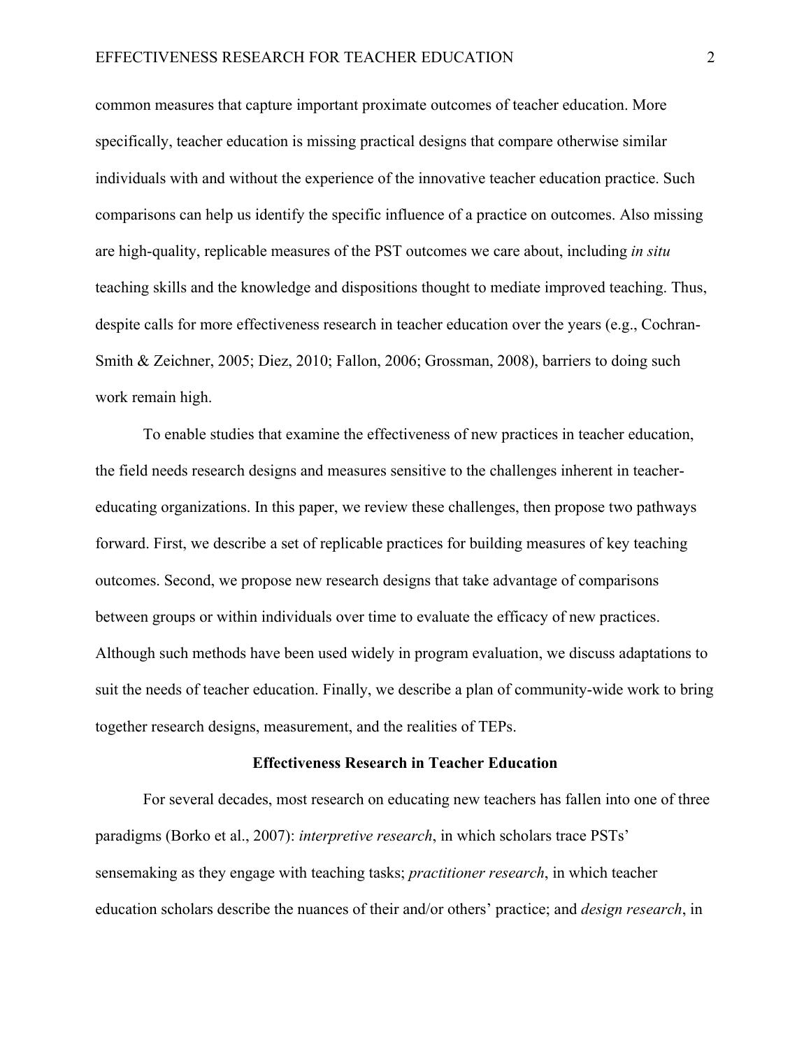common measures that capture important proximate outcomes of teacher education. More specifically, teacher education is missing practical designs that compare otherwise similar individuals with and without the experience of the innovative teacher education practice. Such comparisons can help us identify the specific influence of a practice on outcomes. Also missing are high-quality, replicable measures of the PST outcomes we care about, including *in situ* teaching skills and the knowledge and dispositions thought to mediate improved teaching. Thus, despite calls for more effectiveness research in teacher education over the years (e.g., Cochran-Smith & Zeichner, 2005; Diez, 2010; Fallon, 2006; Grossman, 2008), barriers to doing such work remain high.

To enable studies that examine the effectiveness of new practices in teacher education, the field needs research designs and measures sensitive to the challenges inherent in teacher-educating organizations. In this paper, we review these challenges, then propose two pathways forward. First, we describe a set of replicable practices for building measures of key teaching outcomes. Second, we propose new research designs that take advantage of comparisons between groups or within individuals over time to evaluate the efficacy of new practices. Although such methods have been used widely in program evaluation, we discuss adaptations to suit the needs of teacher education. Finally, we describe a plan of community-wide work to bring together research designs, measurement, and the realities of TEPs.

## Effectiveness Research in Teacher Education

For several decades, most research on educating new teachers has fallen into one of three paradigms (Borko et al., 2007): *interpretive research*, in which scholars trace PSTs' sensemaking as they engage with teaching tasks; *practitioner research*, in which teacher education scholars describe the nuances of their and/or others' practice; and *design research*, in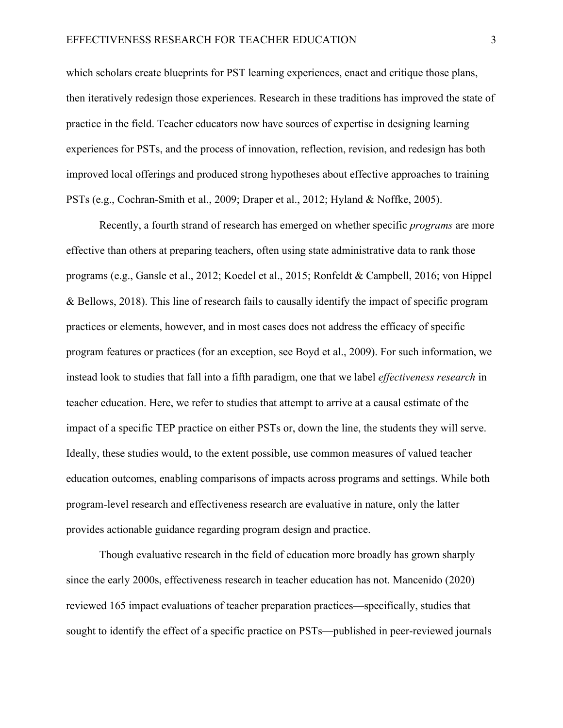which scholars create blueprints for PST learning experiences, enact and critique those plans, then iteratively redesign those experiences. Research in these traditions has improved the state of practice in the field. Teacher educators now have sources of expertise in designing learning experiences for PSTs, and the process of innovation, reflection, revision, and redesign has both improved local offerings and produced strong hypotheses about effective approaches to training PSTs (e.g., Cochran-Smith et al., 2009; Draper et al., 2012; Hyland & Noffke, 2005).

Recently, a fourth strand of research has emerged on whether specific *programs* are more effective than others at preparing teachers, often using state administrative data to rank those programs (e.g., Gansle et al., 2012; Koedel et al., 2015; Ronfeldt & Campbell, 2016; von Hippel & Bellows, 2018). This line of research fails to causally identify the impact of specific program practices or elements, however, and in most cases does not address the efficacy of specific program features or practices (for an exception, see Boyd et al., 2009). For such information, we instead look to studies that fall into a fifth paradigm, one that we label *effectiveness research* in teacher education. Here, we refer to studies that attempt to arrive at a causal estimate of the impact of a specific TEP practice on either PSTs or, down the line, the students they will serve. Ideally, these studies would, to the extent possible, use common measures of valued teacher education outcomes, enabling comparisons of impacts across programs and settings. While both program-level research and effectiveness research are evaluative in nature, only the latter provides actionable guidance regarding program design and practice.

Though evaluative research in the field of education more broadly has grown sharply since the early 2000s, effectiveness research in teacher education has not. Mancenido (2020) reviewed 165 impact evaluations of teacher preparation practices—specifically, studies that sought to identify the effect of a specific practice on PSTs—published in peer-reviewed journals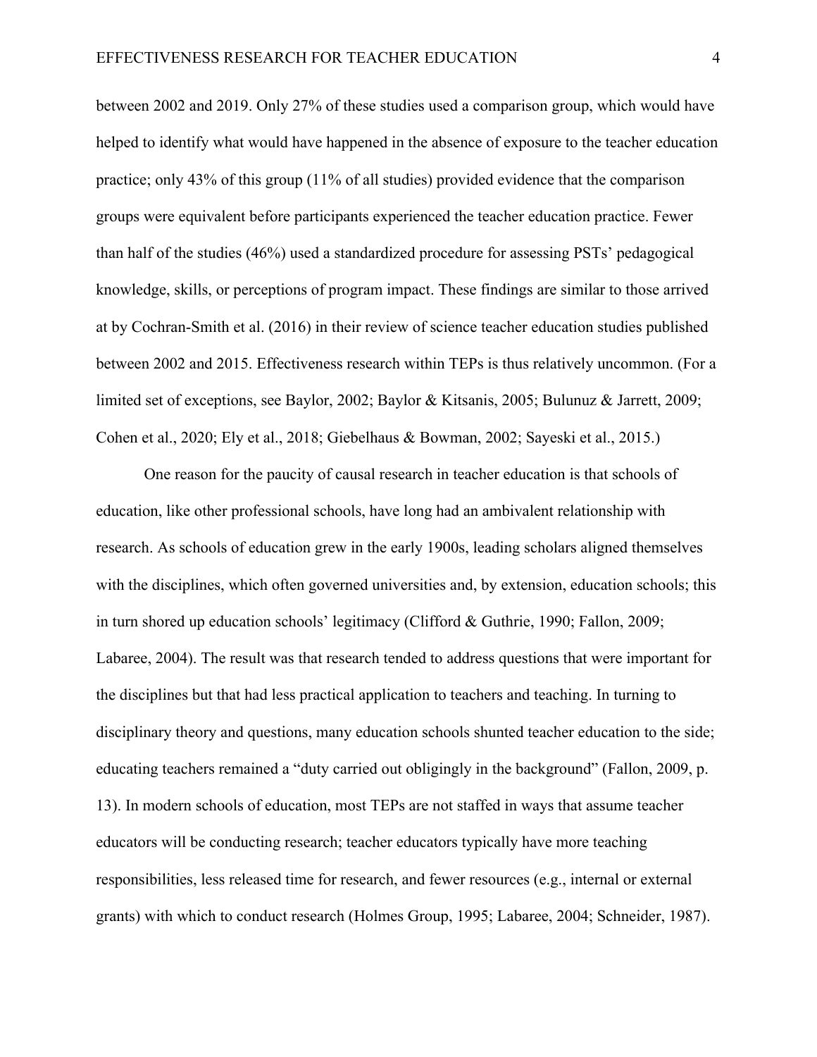between 2002 and 2019. Only 27% of these studies used a comparison group, which would have helped to identify what would have happened in the absence of exposure to the teacher education practice; only 43% of this group (11% of all studies) provided evidence that the comparison groups were equivalent before participants experienced the teacher education practice. Fewer than half of the studies (46%) used a standardized procedure for assessing PSTs' pedagogical knowledge, skills, or perceptions of program impact. These findings are similar to those arrived at by Cochran-Smith et al. (2016) in their review of science teacher education studies published between 2002 and 2015. Effectiveness research within TEPs is thus relatively uncommon. (For a limited set of exceptions, see Baylor, 2002; Baylor & Kitsanis, 2005; Bulunuz & Jarrett, 2009; Cohen et al., 2020; Ely et al., 2018; Giebelhaus & Bowman, 2002; Sayeski et al., 2015.)

One reason for the paucity of causal research in teacher education is that schools of education, like other professional schools, have long had an ambivalent relationship with research. As schools of education grew in the early 1900s, leading scholars aligned themselves with the disciplines, which often governed universities and, by extension, education schools; this in turn shored up education schools' legitimacy (Clifford & Guthrie, 1990; Fallon, 2009; Labaree, 2004). The result was that research tended to address questions that were important for the disciplines but that had less practical application to teachers and teaching. In turning to disciplinary theory and questions, many education schools shunted teacher education to the side; educating teachers remained a "duty carried out obligingly in the background" (Fallon, 2009, p. 13). In modern schools of education, most TEPs are not staffed in ways that assume teacher educators will be conducting research; teacher educators typically have more teaching responsibilities, less released time for research, and fewer resources (e.g., internal or external grants) with which to conduct research (Holmes Group, 1995; Labaree, 2004; Schneider, 1987).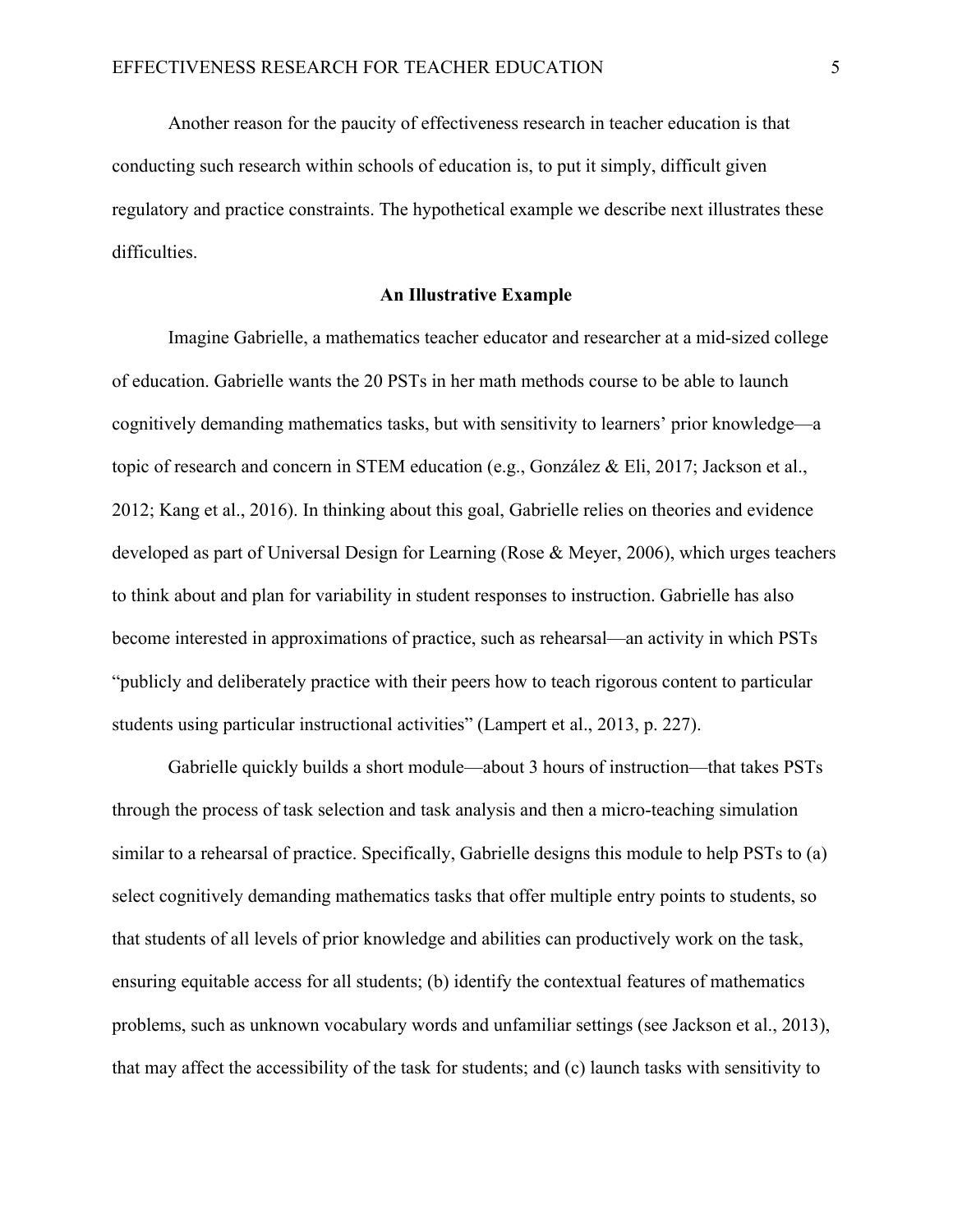Another reason for the paucity of effectiveness research in teacher education is that conducting such research within schools of education is, to put it simply, difficult given regulatory and practice constraints. The hypothetical example we describe next illustrates these difficulties.

## An Illustrative Example

Imagine Gabrielle, a mathematics teacher educator and researcher at a mid-sized college of education. Gabrielle wants the 20 PSTs in her math methods course to be able to launch cognitively demanding mathematics tasks, but with sensitivity to learners' prior knowledge—a topic of research and concern in STEM education (e.g., González & Eli, 2017; Jackson et al., 2012; Kang et al., 2016). In thinking about this goal, Gabrielle relies on theories and evidence developed as part of Universal Design for Learning (Rose & Meyer, 2006), which urges teachers to think about and plan for variability in student responses to instruction. Gabrielle has also become interested in approximations of practice, such as rehearsal—an activity in which PSTs "publicly and deliberately practice with their peers how to teach rigorous content to particular students using particular instructional activities" (Lampert et al., 2013, p. 227).

Gabrielle quickly builds a short module—about 3 hours of instruction—that takes PSTs through the process of task selection and task analysis and then a micro-teaching simulation similar to a rehearsal of practice. Specifically, Gabrielle designs this module to help PSTs to (a) select cognitively demanding mathematics tasks that offer multiple entry points to students, so that students of all levels of prior knowledge and abilities can productively work on the task, ensuring equitable access for all students; (b) identify the contextual features of mathematics problems, such as unknown vocabulary words and unfamiliar settings (see Jackson et al., 2013), that may affect the accessibility of the task for students; and (c) launch tasks with sensitivity to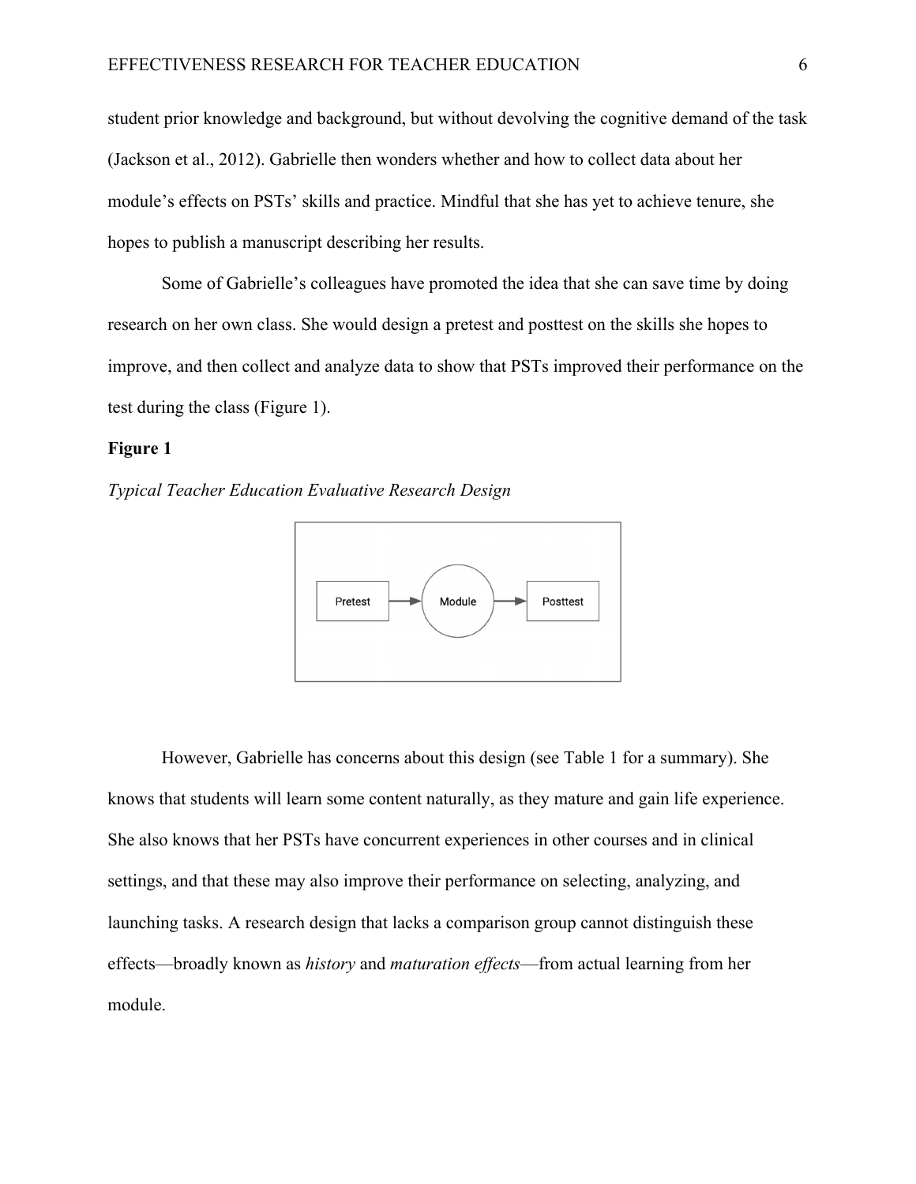student prior knowledge and background, but without devolving the cognitive demand of the task (Jackson et al., 2012). Gabrielle then wonders whether and how to collect data about her module's effects on PSTs' skills and practice. Mindful that she has yet to achieve tenure, she hopes to publish a manuscript describing her results.

Some of Gabrielle's colleagues have promoted the idea that she can save time by doing research on her own class. She would design a pretest and posttest on the skills she hopes to improve, and then collect and analyze data to show that PSTs improved their performance on the test during the class (Figure 1).

**Figure 1**

*Typical Teacher Education Evaluative Research Design*

Pretest → Module → Posttest

However, Gabrielle has concerns about this design (see Table 1 for a summary). She knows that students will learn some content naturally, as they mature and gain life experience. She also knows that her PSTs have concurrent experiences in other courses and in clinical settings, and that these may also improve their performance on selecting, analyzing, and launching tasks. A research design that lacks a comparison group cannot distinguish these effects—broadly known as *history* and *maturation effects*—from actual learning from her module.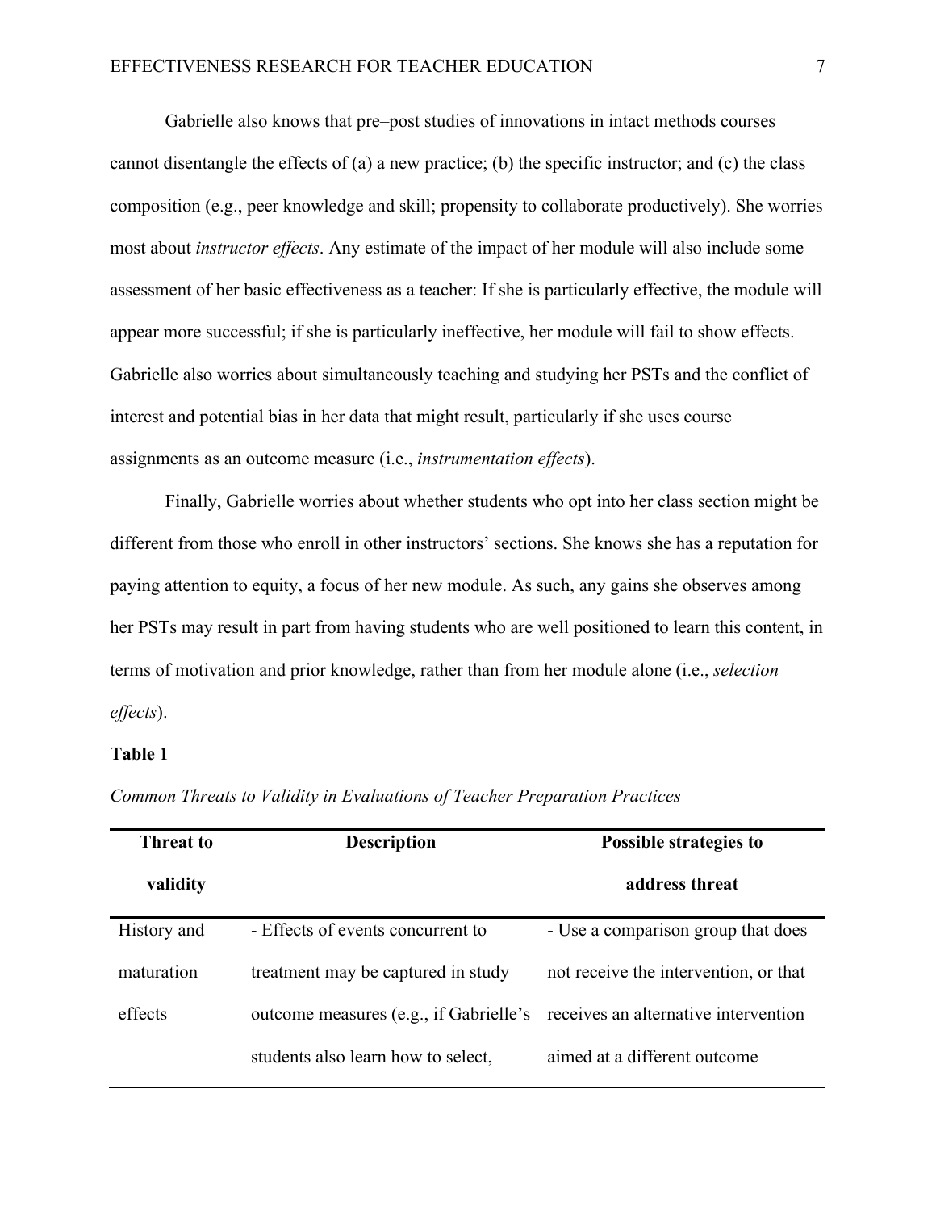Gabrielle also knows that pre–post studies of innovations in intact methods courses cannot disentangle the effects of (a) a new practice; (b) the specific instructor; and (c) the class composition (e.g., peer knowledge and skill; propensity to collaborate productively). She worries most about *instructor effects*. Any estimate of the impact of her module will also include some assessment of her basic effectiveness as a teacher: If she is particularly effective, the module will appear more successful; if she is particularly ineffective, her module will fail to show effects. Gabrielle also worries about simultaneously teaching and studying her PSTs and the conflict of interest and potential bias in her data that might result, particularly if she uses course assignments as an outcome measure (i.e., *instrumentation effects*).

Finally, Gabrielle worries about whether students who opt into her class section might be different from those who enroll in other instructors' sections. She knows she has a reputation for paying attention to equity, a focus of her new module. As such, any gains she observes among her PSTs may result in part from having students who are well positioned to learn this content, in terms of motivation and prior knowledge, rather than from her module alone (i.e., *selection effects*).

**Table 1**

*Common Threats to Validity in Evaluations of Teacher Preparation Practices*

| Threat to validity | Description | Possible strategies to address threat |
|---|---|---|
| History and maturation effects | - Effects of events concurrent to treatment may be captured in study outcome measures (e.g., if Gabrielle's students also learn how to select, | - Use a comparison group that does not receive the intervention, or that receives an alternative intervention aimed at a different outcome |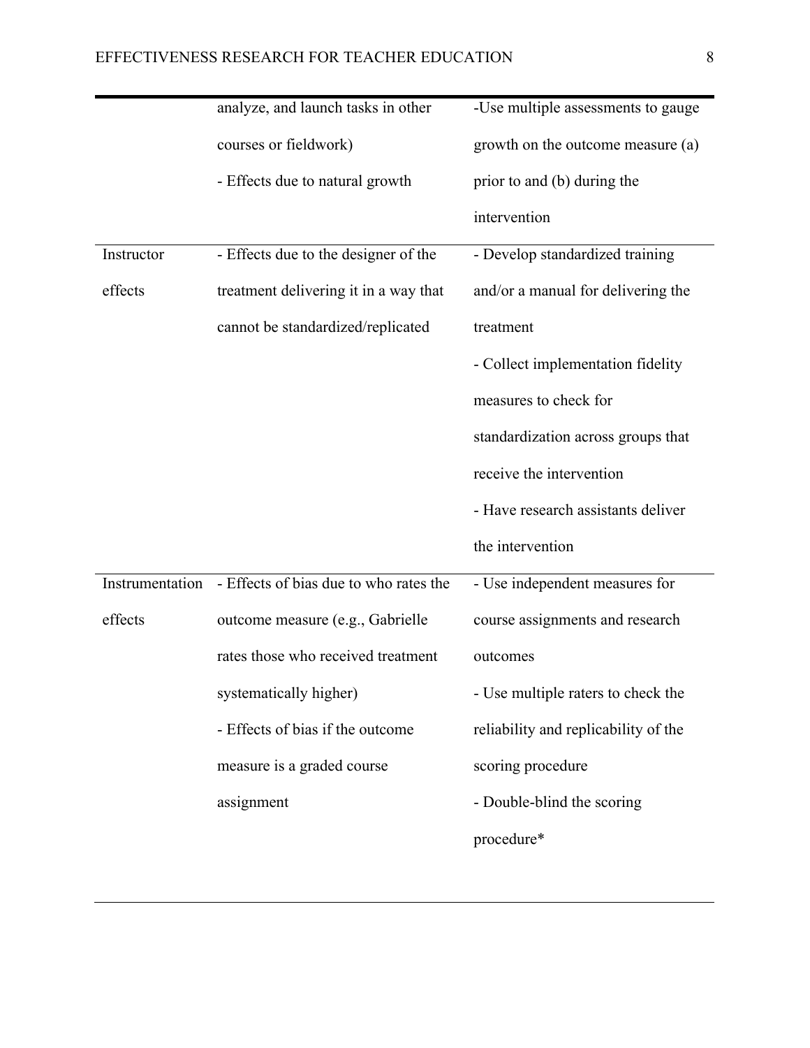| | | |
|---|---|---|
| | analyze, and launch tasks in other courses or fieldwork)<br>- Effects due to natural growth | -Use multiple assessments to gauge growth on the outcome measure (a) prior to and (b) during the intervention |
| Instructor effects | - Effects due to the designer of the treatment delivering it in a way that cannot be standardized/replicated | - Develop standardized training and/or a manual for delivering the treatment<br>- Collect implementation fidelity measures to check for standardization across groups that receive the intervention<br>- Have research assistants deliver the intervention |
| Instrumentation effects | - Effects of bias due to who rates the outcome measure (e.g., Gabrielle rates those who received treatment systematically higher)<br>- Effects of bias if the outcome measure is a graded course assignment | - Use independent measures for course assignments and research outcomes<br>- Use multiple raters to check the reliability and replicability of the scoring procedure<br>- Double-blind the scoring procedure* |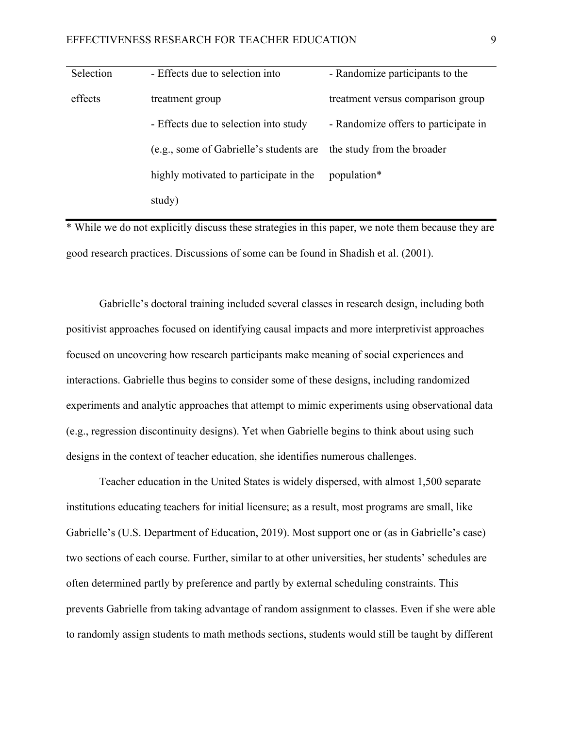| | | |
|---|---|---|
| Selection effects | - Effects due to selection into treatment group<br>- Effects due to selection into study (e.g., some of Gabrielle's students are highly motivated to participate in the study) | - Randomize participants to the treatment versus comparison group<br>- Randomize offers to participate in the study from the broader population* |

* While we do not explicitly discuss these strategies in this paper, we note them because they are good research practices. Discussions of some can be found in Shadish et al. (2001).

Gabrielle's doctoral training included several classes in research design, including both positivist approaches focused on identifying causal impacts and more interpretivist approaches focused on uncovering how research participants make meaning of social experiences and interactions. Gabrielle thus begins to consider some of these designs, including randomized experiments and analytic approaches that attempt to mimic experiments using observational data (e.g., regression discontinuity designs). Yet when Gabrielle begins to think about using such designs in the context of teacher education, she identifies numerous challenges.

Teacher education in the United States is widely dispersed, with almost 1,500 separate institutions educating teachers for initial licensure; as a result, most programs are small, like Gabrielle's (U.S. Department of Education, 2019). Most support one or (as in Gabrielle's case) two sections of each course. Further, similar to at other universities, her students' schedules are often determined partly by preference and partly by external scheduling constraints. This prevents Gabrielle from taking advantage of random assignment to classes. Even if she were able to randomly assign students to math methods sections, students would still be taught by different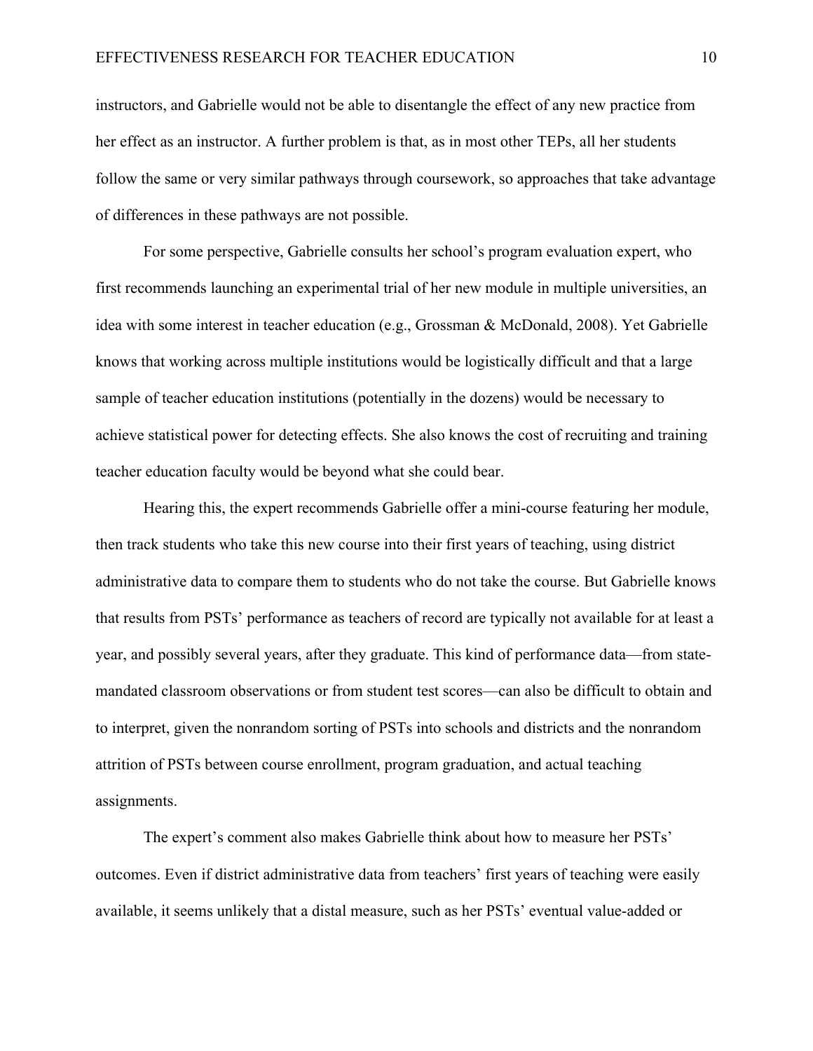instructors, and Gabrielle would not be able to disentangle the effect of any new practice from her effect as an instructor. A further problem is that, as in most other TEPs, all her students follow the same or very similar pathways through coursework, so approaches that take advantage of differences in these pathways are not possible.

For some perspective, Gabrielle consults her school's program evaluation expert, who first recommends launching an experimental trial of her new module in multiple universities, an idea with some interest in teacher education (e.g., Grossman & McDonald, 2008). Yet Gabrielle knows that working across multiple institutions would be logistically difficult and that a large sample of teacher education institutions (potentially in the dozens) would be necessary to achieve statistical power for detecting effects. She also knows the cost of recruiting and training teacher education faculty would be beyond what she could bear.

Hearing this, the expert recommends Gabrielle offer a mini-course featuring her module, then track students who take this new course into their first years of teaching, using district administrative data to compare them to students who do not take the course. But Gabrielle knows that results from PSTs' performance as teachers of record are typically not available for at least a year, and possibly several years, after they graduate. This kind of performance data—from state-mandated classroom observations or from student test scores—can also be difficult to obtain and to interpret, given the nonrandom sorting of PSTs into schools and districts and the nonrandom attrition of PSTs between course enrollment, program graduation, and actual teaching assignments.

The expert's comment also makes Gabrielle think about how to measure her PSTs' outcomes. Even if district administrative data from teachers' first years of teaching were easily available, it seems unlikely that a distal measure, such as her PSTs' eventual value-added or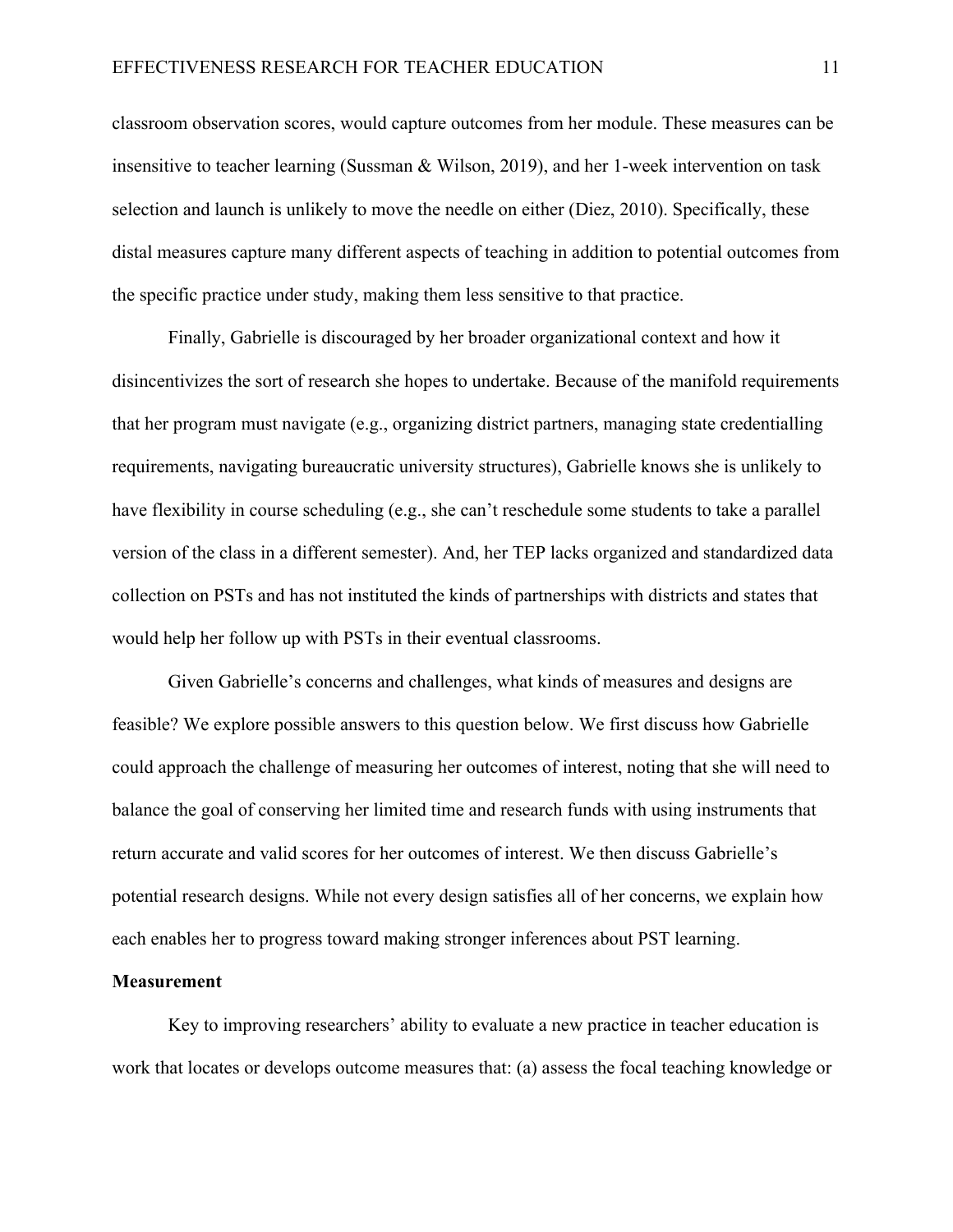classroom observation scores, would capture outcomes from her module. These measures can be insensitive to teacher learning (Sussman & Wilson, 2019), and her 1-week intervention on task selection and launch is unlikely to move the needle on either (Diez, 2010). Specifically, these distal measures capture many different aspects of teaching in addition to potential outcomes from the specific practice under study, making them less sensitive to that practice.

Finally, Gabrielle is discouraged by her broader organizational context and how it disincentivizes the sort of research she hopes to undertake. Because of the manifold requirements that her program must navigate (e.g., organizing district partners, managing state credentialling requirements, navigating bureaucratic university structures), Gabrielle knows she is unlikely to have flexibility in course scheduling (e.g., she can't reschedule some students to take a parallel version of the class in a different semester). And, her TEP lacks organized and standardized data collection on PSTs and has not instituted the kinds of partnerships with districts and states that would help her follow up with PSTs in their eventual classrooms.

Given Gabrielle's concerns and challenges, what kinds of measures and designs are feasible? We explore possible answers to this question below. We first discuss how Gabrielle could approach the challenge of measuring her outcomes of interest, noting that she will need to balance the goal of conserving her limited time and research funds with using instruments that return accurate and valid scores for her outcomes of interest. We then discuss Gabrielle's potential research designs. While not every design satisfies all of her concerns, we explain how each enables her to progress toward making stronger inferences about PST learning.

**Measurement**

Key to improving researchers' ability to evaluate a new practice in teacher education is work that locates or develops outcome measures that: (a) assess the focal teaching knowledge or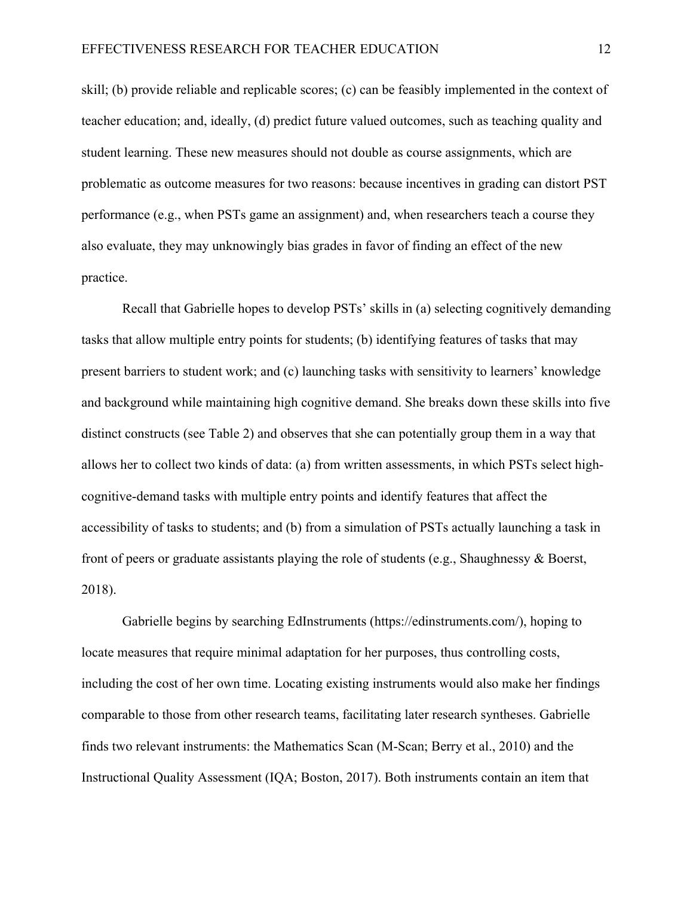skill; (b) provide reliable and replicable scores; (c) can be feasibly implemented in the context of teacher education; and, ideally, (d) predict future valued outcomes, such as teaching quality and student learning. These new measures should not double as course assignments, which are problematic as outcome measures for two reasons: because incentives in grading can distort PST performance (e.g., when PSTs game an assignment) and, when researchers teach a course they also evaluate, they may unknowingly bias grades in favor of finding an effect of the new practice.

Recall that Gabrielle hopes to develop PSTs' skills in (a) selecting cognitively demanding tasks that allow multiple entry points for students; (b) identifying features of tasks that may present barriers to student work; and (c) launching tasks with sensitivity to learners' knowledge and background while maintaining high cognitive demand. She breaks down these skills into five distinct constructs (see Table 2) and observes that she can potentially group them in a way that allows her to collect two kinds of data: (a) from written assessments, in which PSTs select high-cognitive-demand tasks with multiple entry points and identify features that affect the accessibility of tasks to students; and (b) from a simulation of PSTs actually launching a task in front of peers or graduate assistants playing the role of students (e.g., Shaughnessy & Boerst, 2018).

Gabrielle begins by searching EdInstruments (https://edinstruments.com/), hoping to locate measures that require minimal adaptation for her purposes, thus controlling costs, including the cost of her own time. Locating existing instruments would also make her findings comparable to those from other research teams, facilitating later research syntheses. Gabrielle finds two relevant instruments: the Mathematics Scan (M-Scan; Berry et al., 2010) and the Instructional Quality Assessment (IQA; Boston, 2017). Both instruments contain an item that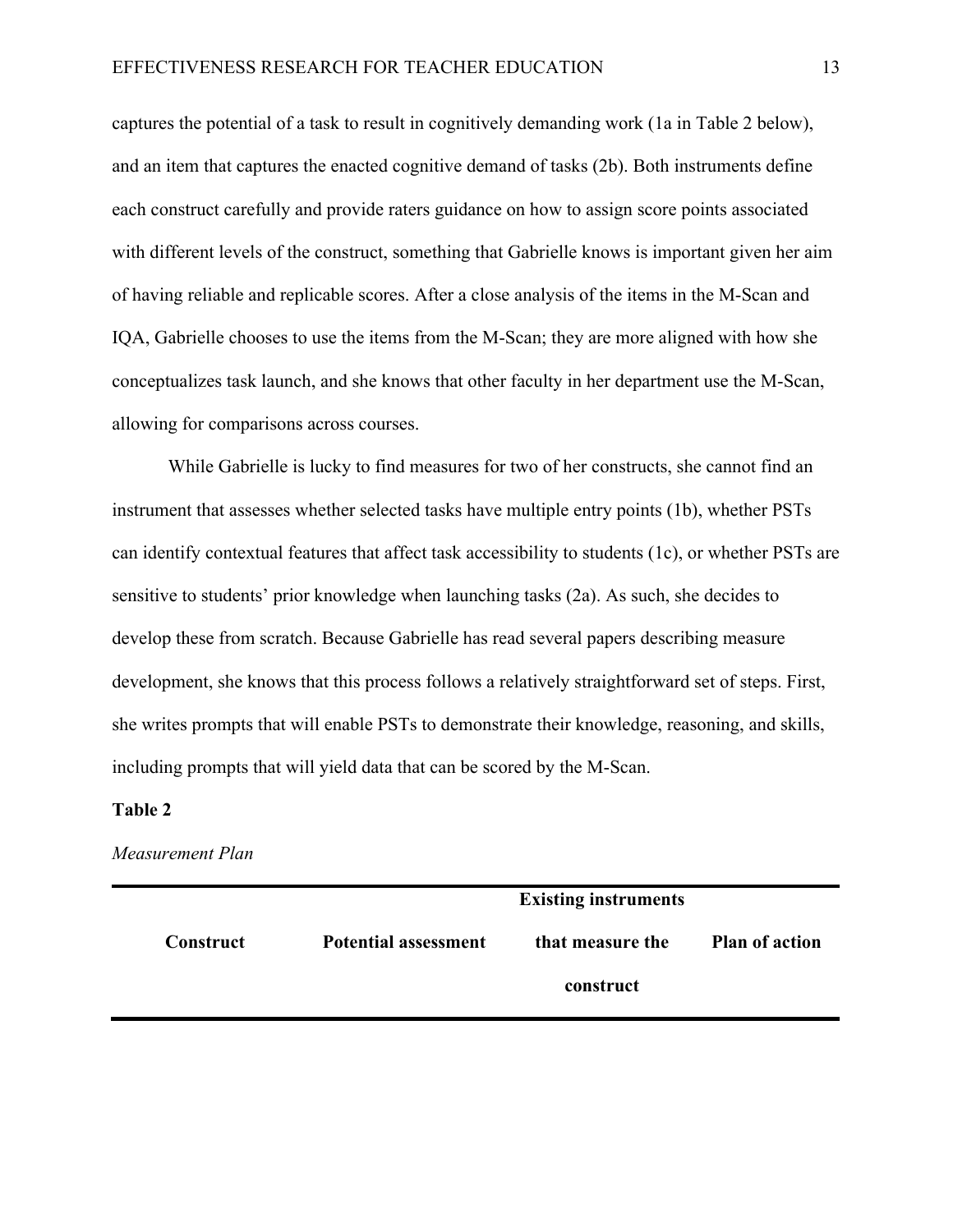captures the potential of a task to result in cognitively demanding work (1a in Table 2 below), and an item that captures the enacted cognitive demand of tasks (2b). Both instruments define each construct carefully and provide raters guidance on how to assign score points associated with different levels of the construct, something that Gabrielle knows is important given her aim of having reliable and replicable scores. After a close analysis of the items in the M-Scan and IQA, Gabrielle chooses to use the items from the M-Scan; they are more aligned with how she conceptualizes task launch, and she knows that other faculty in her department use the M-Scan, allowing for comparisons across courses.

While Gabrielle is lucky to find measures for two of her constructs, she cannot find an instrument that assesses whether selected tasks have multiple entry points (1b), whether PSTs can identify contextual features that affect task accessibility to students (1c), or whether PSTs are sensitive to students' prior knowledge when launching tasks (2a). As such, she decides to develop these from scratch. Because Gabrielle has read several papers describing measure development, she knows that this process follows a relatively straightforward set of steps. First, she writes prompts that will enable PSTs to demonstrate their knowledge, reasoning, and skills, including prompts that will yield data that can be scored by the M-Scan.

**Table 2**

*Measurement Plan*

| Construct | Potential assessment | Existing instruments that measure the construct | Plan of action |
|---|---|---|---|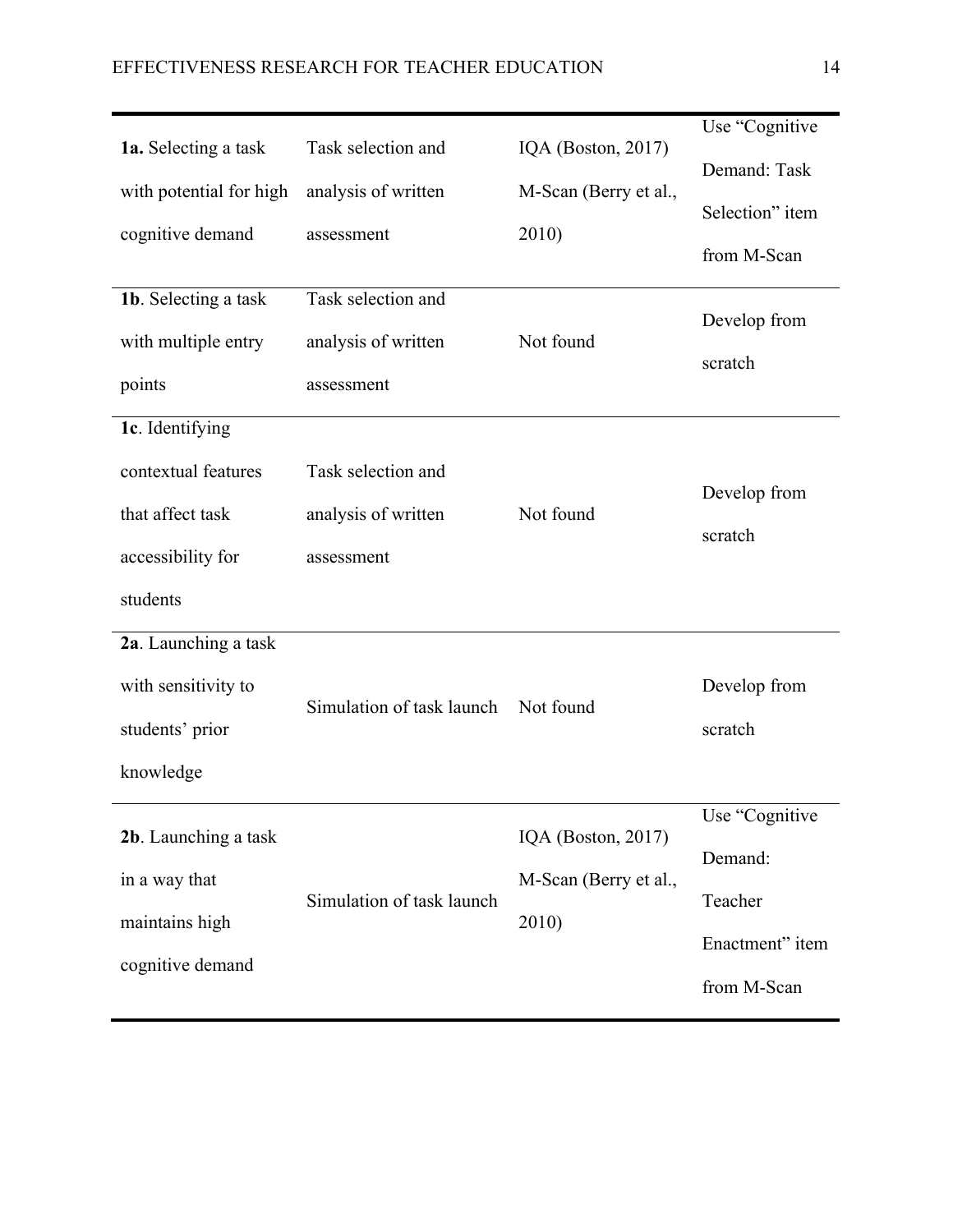| | | | |
|---|---|---|---|
| **1a.** Selecting a task with potential for high cognitive demand | Task selection and analysis of written assessment | IQA (Boston, 2017) M-Scan (Berry et al., 2010) | Use "Cognitive Demand: Task Selection" item from M-Scan |
| **1b**. Selecting a task with multiple entry points | Task selection and analysis of written assessment | Not found | Develop from scratch |
| **1c**. Identifying contextual features that affect task accessibility for students | Task selection and analysis of written assessment | Not found | Develop from scratch |
| **2a**. Launching a task with sensitivity to students' prior knowledge | Simulation of task launch | Not found | Develop from scratch |
| **2b**. Launching a task in a way that maintains high cognitive demand | Simulation of task launch | IQA (Boston, 2017) M-Scan (Berry et al., 2010) | Use "Cognitive Demand: Teacher Enactment" item from M-Scan |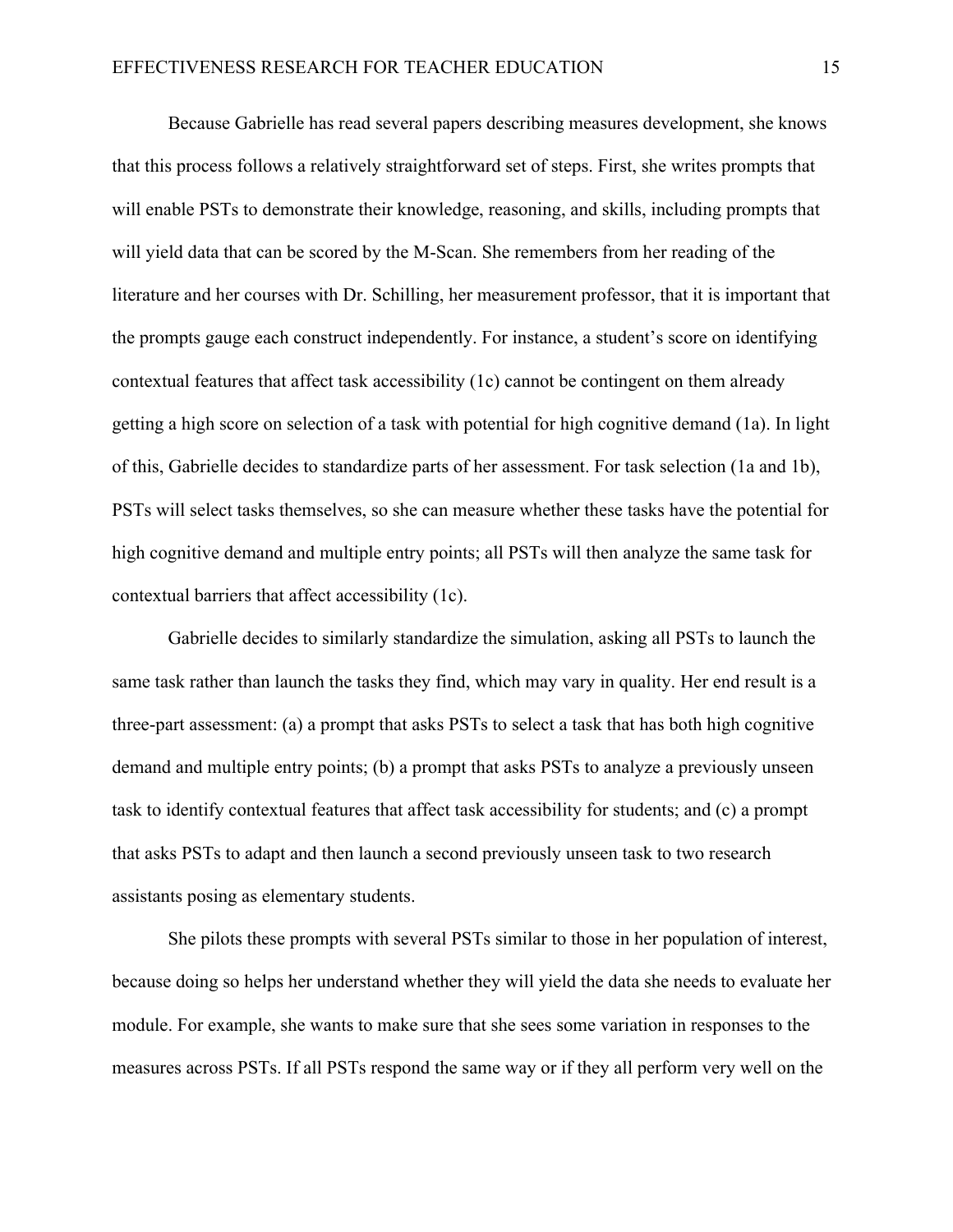Because Gabrielle has read several papers describing measures development, she knows that this process follows a relatively straightforward set of steps. First, she writes prompts that will enable PSTs to demonstrate their knowledge, reasoning, and skills, including prompts that will yield data that can be scored by the M-Scan. She remembers from her reading of the literature and her courses with Dr. Schilling, her measurement professor, that it is important that the prompts gauge each construct independently. For instance, a student's score on identifying contextual features that affect task accessibility (1c) cannot be contingent on them already getting a high score on selection of a task with potential for high cognitive demand (1a). In light of this, Gabrielle decides to standardize parts of her assessment. For task selection (1a and 1b), PSTs will select tasks themselves, so she can measure whether these tasks have the potential for high cognitive demand and multiple entry points; all PSTs will then analyze the same task for contextual barriers that affect accessibility (1c).

Gabrielle decides to similarly standardize the simulation, asking all PSTs to launch the same task rather than launch the tasks they find, which may vary in quality. Her end result is a three-part assessment: (a) a prompt that asks PSTs to select a task that has both high cognitive demand and multiple entry points; (b) a prompt that asks PSTs to analyze a previously unseen task to identify contextual features that affect task accessibility for students; and (c) a prompt that asks PSTs to adapt and then launch a second previously unseen task to two research assistants posing as elementary students.

She pilots these prompts with several PSTs similar to those in her population of interest, because doing so helps her understand whether they will yield the data she needs to evaluate her module. For example, she wants to make sure that she sees some variation in responses to the measures across PSTs. If all PSTs respond the same way or if they all perform very well on the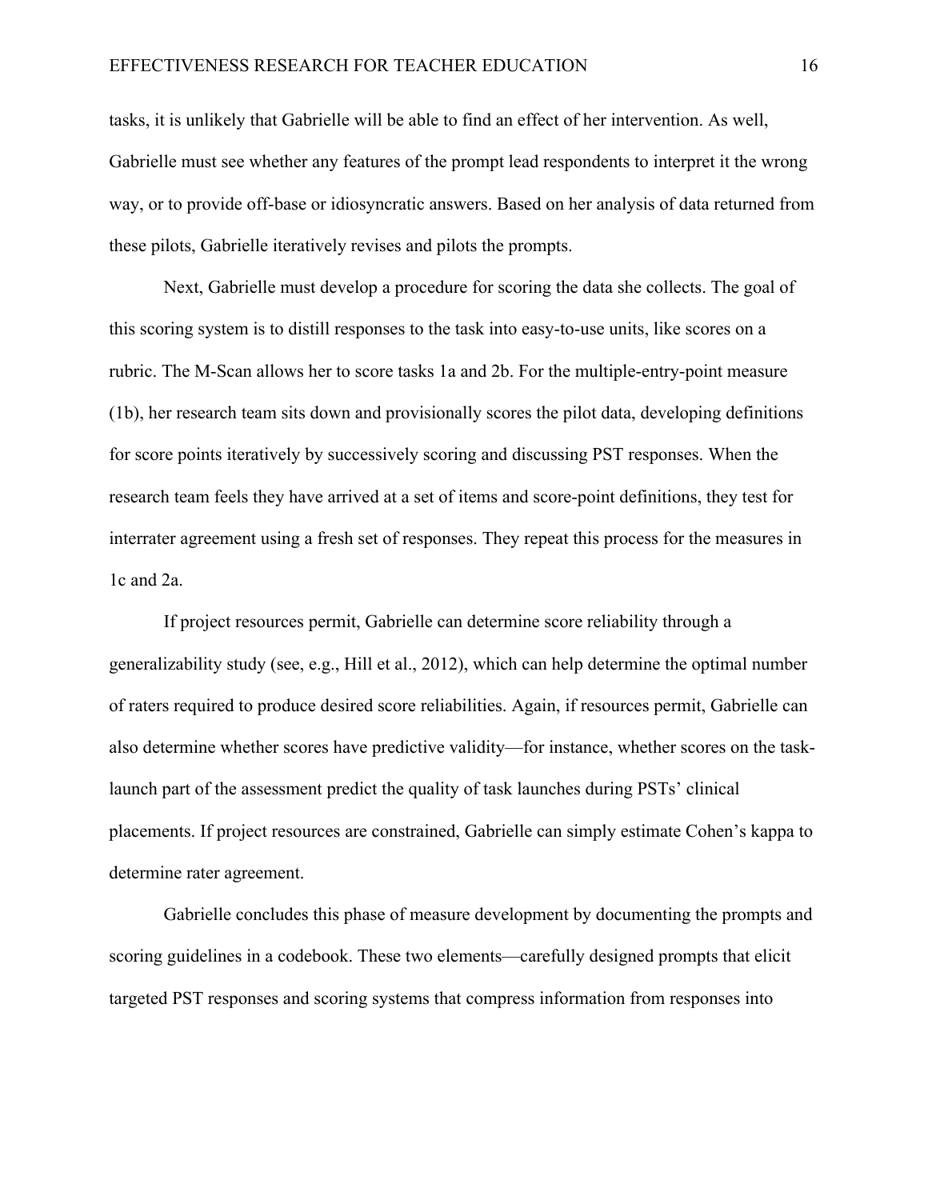tasks, it is unlikely that Gabrielle will be able to find an effect of her intervention. As well, Gabrielle must see whether any features of the prompt lead respondents to interpret it the wrong way, or to provide off-base or idiosyncratic answers. Based on her analysis of data returned from these pilots, Gabrielle iteratively revises and pilots the prompts.

Next, Gabrielle must develop a procedure for scoring the data she collects. The goal of this scoring system is to distill responses to the task into easy-to-use units, like scores on a rubric. The M-Scan allows her to score tasks 1a and 2b. For the multiple-entry-point measure (1b), her research team sits down and provisionally scores the pilot data, developing definitions for score points iteratively by successively scoring and discussing PST responses. When the research team feels they have arrived at a set of items and score-point definitions, they test for interrater agreement using a fresh set of responses. They repeat this process for the measures in 1c and 2a.

If project resources permit, Gabrielle can determine score reliability through a generalizability study (see, e.g., Hill et al., 2012), which can help determine the optimal number of raters required to produce desired score reliabilities. Again, if resources permit, Gabrielle can also determine whether scores have predictive validity—for instance, whether scores on the task-launch part of the assessment predict the quality of task launches during PSTs' clinical placements. If project resources are constrained, Gabrielle can simply estimate Cohen's kappa to determine rater agreement.

Gabrielle concludes this phase of measure development by documenting the prompts and scoring guidelines in a codebook. These two elements—carefully designed prompts that elicit targeted PST responses and scoring systems that compress information from responses into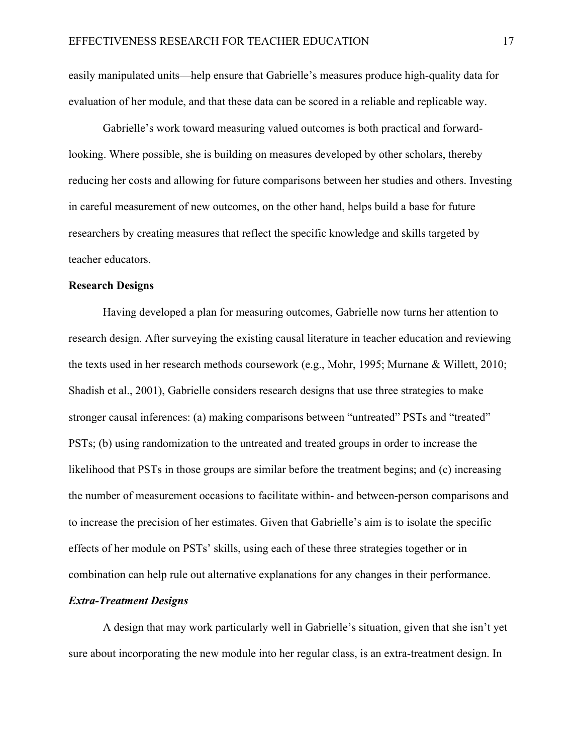easily manipulated units—help ensure that Gabrielle's measures produce high-quality data for evaluation of her module, and that these data can be scored in a reliable and replicable way.

Gabrielle's work toward measuring valued outcomes is both practical and forward-looking. Where possible, she is building on measures developed by other scholars, thereby reducing her costs and allowing for future comparisons between her studies and others. Investing in careful measurement of new outcomes, on the other hand, helps build a base for future researchers by creating measures that reflect the specific knowledge and skills targeted by teacher educators.

## Research Designs

Having developed a plan for measuring outcomes, Gabrielle now turns her attention to research design. After surveying the existing causal literature in teacher education and reviewing the texts used in her research methods coursework (e.g., Mohr, 1995; Murnane & Willett, 2010; Shadish et al., 2001), Gabrielle considers research designs that use three strategies to make stronger causal inferences: (a) making comparisons between "untreated" PSTs and "treated" PSTs; (b) using randomization to the untreated and treated groups in order to increase the likelihood that PSTs in those groups are similar before the treatment begins; and (c) increasing the number of measurement occasions to facilitate within- and between-person comparisons and to increase the precision of her estimates. Given that Gabrielle's aim is to isolate the specific effects of her module on PSTs' skills, using each of these three strategies together or in combination can help rule out alternative explanations for any changes in their performance.

### *Extra-Treatment Designs*

A design that may work particularly well in Gabrielle's situation, given that she isn't yet sure about incorporating the new module into her regular class, is an extra-treatment design. In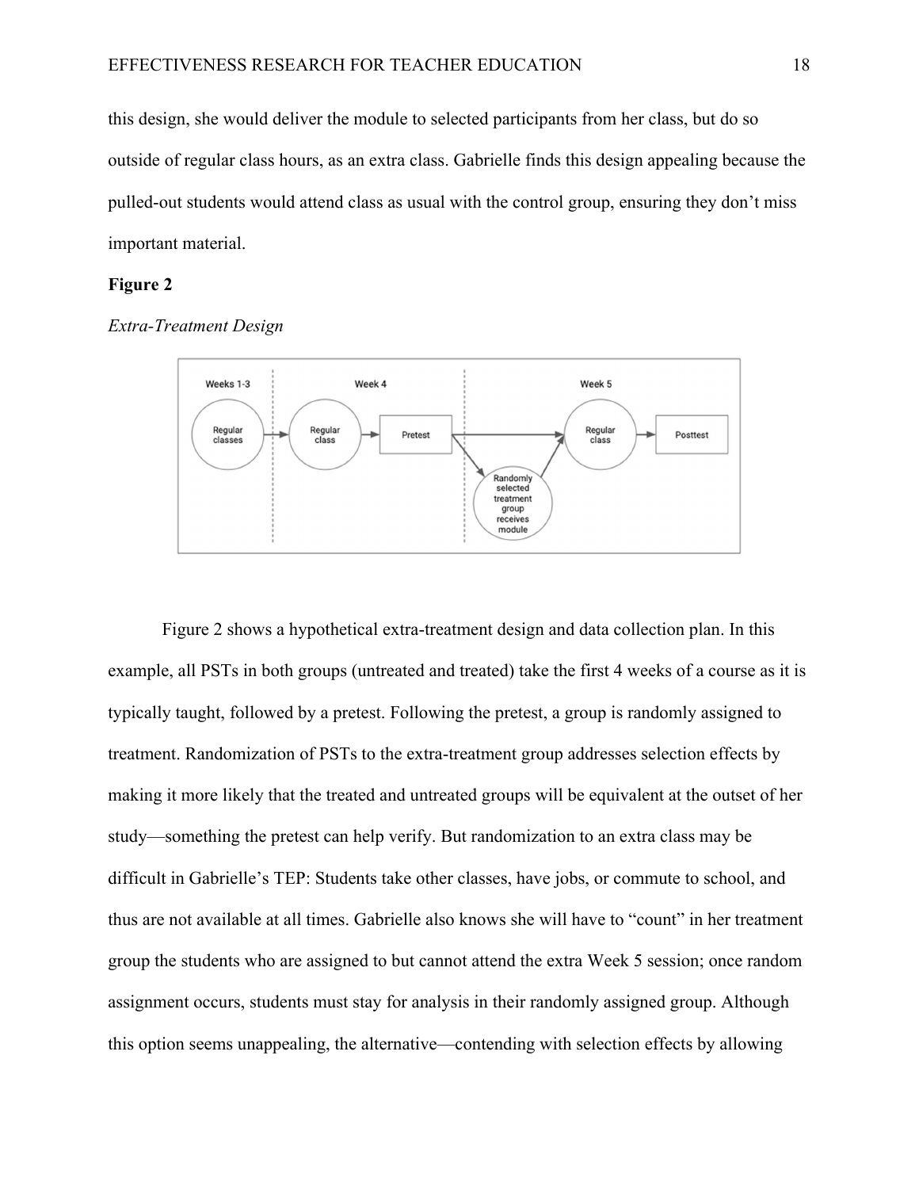this design, she would deliver the module to selected participants from her class, but do so outside of regular class hours, as an extra class. Gabrielle finds this design appealing because the pulled-out students would attend class as usual with the control group, ensuring they don't miss important material.

**Figure 2**

*Extra-Treatment Design*

Figure 2 shows a hypothetical extra-treatment design and data collection plan. In this example, all PSTs in both groups (untreated and treated) take the first 4 weeks of a course as it is typically taught, followed by a pretest. Following the pretest, a group is randomly assigned to treatment. Randomization of PSTs to the extra-treatment group addresses selection effects by making it more likely that the treated and untreated groups will be equivalent at the outset of her study—something the pretest can help verify. But randomization to an extra class may be difficult in Gabrielle's TEP: Students take other classes, have jobs, or commute to school, and thus are not available at all times. Gabrielle also knows she will have to "count" in her treatment group the students who are assigned to but cannot attend the extra Week 5 session; once random assignment occurs, students must stay for analysis in their randomly assigned group. Although this option seems unappealing, the alternative—contending with selection effects by allowing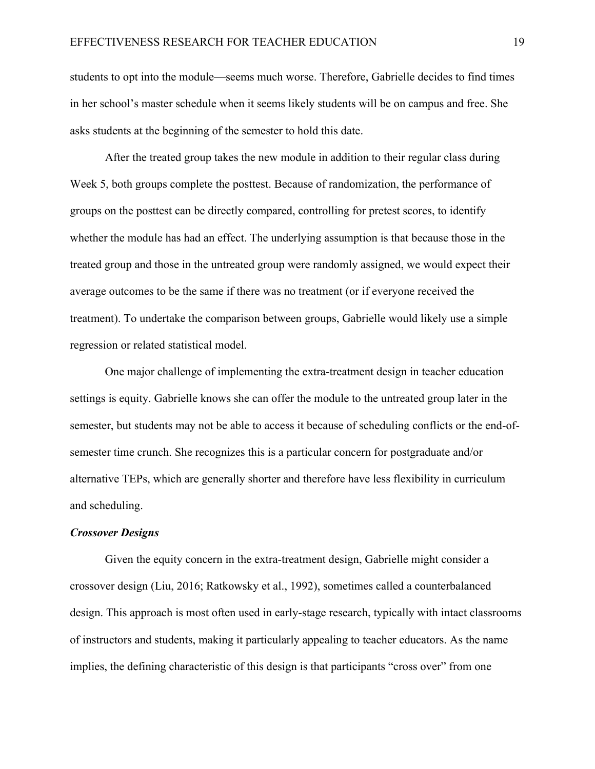students to opt into the module—seems much worse. Therefore, Gabrielle decides to find times in her school's master schedule when it seems likely students will be on campus and free. She asks students at the beginning of the semester to hold this date.

After the treated group takes the new module in addition to their regular class during Week 5, both groups complete the posttest. Because of randomization, the performance of groups on the posttest can be directly compared, controlling for pretest scores, to identify whether the module has had an effect. The underlying assumption is that because those in the treated group and those in the untreated group were randomly assigned, we would expect their average outcomes to be the same if there was no treatment (or if everyone received the treatment). To undertake the comparison between groups, Gabrielle would likely use a simple regression or related statistical model.

One major challenge of implementing the extra-treatment design in teacher education settings is equity. Gabrielle knows she can offer the module to the untreated group later in the semester, but students may not be able to access it because of scheduling conflicts or the end-of-semester time crunch. She recognizes this is a particular concern for postgraduate and/or alternative TEPs, which are generally shorter and therefore have less flexibility in curriculum and scheduling.

### *Crossover Designs*

Given the equity concern in the extra-treatment design, Gabrielle might consider a crossover design (Liu, 2016; Ratkowsky et al., 1992), sometimes called a counterbalanced design. This approach is most often used in early-stage research, typically with intact classrooms of instructors and students, making it particularly appealing to teacher educators. As the name implies, the defining characteristic of this design is that participants "cross over" from one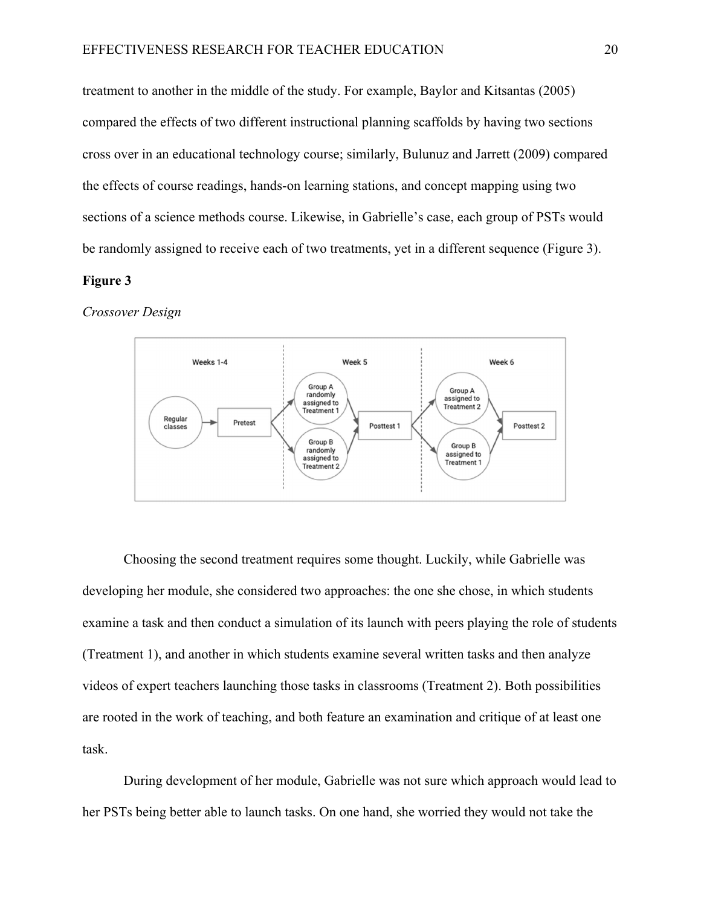treatment to another in the middle of the study. For example, Baylor and Kitsantas (2005) compared the effects of two different instructional planning scaffolds by having two sections cross over in an educational technology course; similarly, Bulunuz and Jarrett (2009) compared the effects of course readings, hands-on learning stations, and concept mapping using two sections of a science methods course. Likewise, in Gabrielle's case, each group of PSTs would be randomly assigned to receive each of two treatments, yet in a different sequence (Figure 3).

**Figure 3**

*Crossover Design*

Choosing the second treatment requires some thought. Luckily, while Gabrielle was developing her module, she considered two approaches: the one she chose, in which students examine a task and then conduct a simulation of its launch with peers playing the role of students (Treatment 1), and another in which students examine several written tasks and then analyze videos of expert teachers launching those tasks in classrooms (Treatment 2). Both possibilities are rooted in the work of teaching, and both feature an examination and critique of at least one task.

During development of her module, Gabrielle was not sure which approach would lead to her PSTs being better able to launch tasks. On one hand, she worried they would not take the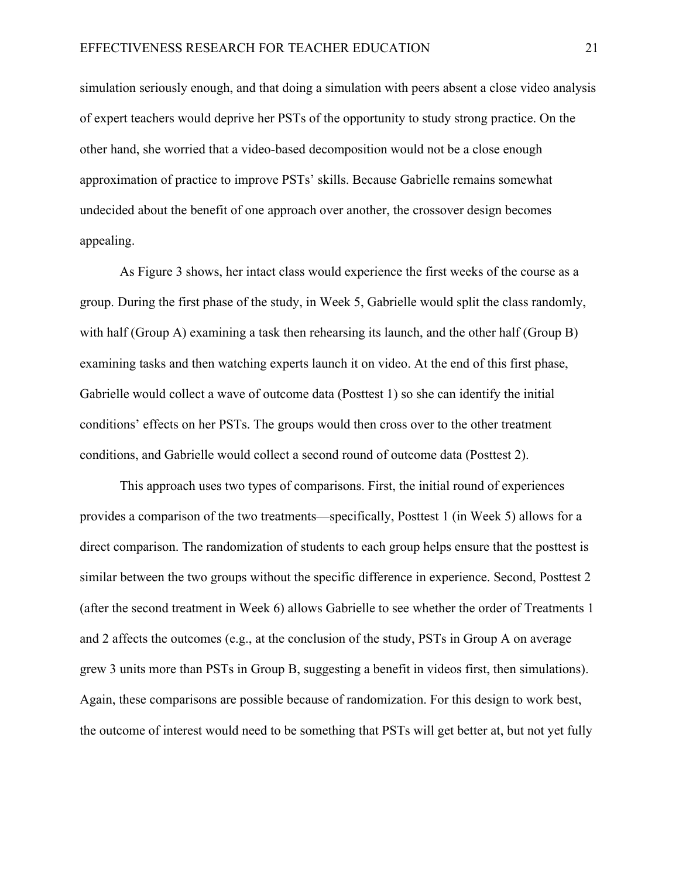simulation seriously enough, and that doing a simulation with peers absent a close video analysis of expert teachers would deprive her PSTs of the opportunity to study strong practice. On the other hand, she worried that a video-based decomposition would not be a close enough approximation of practice to improve PSTs' skills. Because Gabrielle remains somewhat undecided about the benefit of one approach over another, the crossover design becomes appealing.

As Figure 3 shows, her intact class would experience the first weeks of the course as a group. During the first phase of the study, in Week 5, Gabrielle would split the class randomly, with half (Group A) examining a task then rehearsing its launch, and the other half (Group B) examining tasks and then watching experts launch it on video. At the end of this first phase, Gabrielle would collect a wave of outcome data (Posttest 1) so she can identify the initial conditions' effects on her PSTs. The groups would then cross over to the other treatment conditions, and Gabrielle would collect a second round of outcome data (Posttest 2).

This approach uses two types of comparisons. First, the initial round of experiences provides a comparison of the two treatments—specifically, Posttest 1 (in Week 5) allows for a direct comparison. The randomization of students to each group helps ensure that the posttest is similar between the two groups without the specific difference in experience. Second, Posttest 2 (after the second treatment in Week 6) allows Gabrielle to see whether the order of Treatments 1 and 2 affects the outcomes (e.g., at the conclusion of the study, PSTs in Group A on average grew 3 units more than PSTs in Group B, suggesting a benefit in videos first, then simulations). Again, these comparisons are possible because of randomization. For this design to work best, the outcome of interest would need to be something that PSTs will get better at, but not yet fully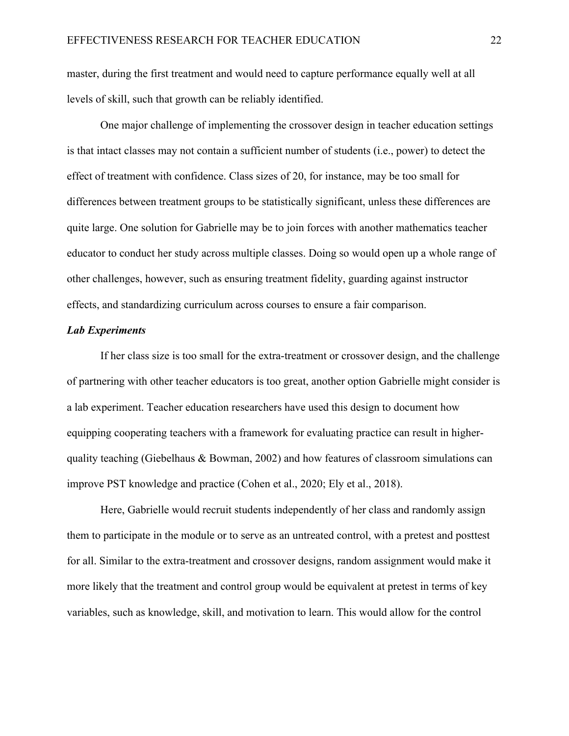master, during the first treatment and would need to capture performance equally well at all levels of skill, such that growth can be reliably identified.

One major challenge of implementing the crossover design in teacher education settings is that intact classes may not contain a sufficient number of students (i.e., power) to detect the effect of treatment with confidence. Class sizes of 20, for instance, may be too small for differences between treatment groups to be statistically significant, unless these differences are quite large. One solution for Gabrielle may be to join forces with another mathematics teacher educator to conduct her study across multiple classes. Doing so would open up a whole range of other challenges, however, such as ensuring treatment fidelity, guarding against instructor effects, and standardizing curriculum across courses to ensure a fair comparison.

### *Lab Experiments*

If her class size is too small for the extra-treatment or crossover design, and the challenge of partnering with other teacher educators is too great, another option Gabrielle might consider is a lab experiment. Teacher education researchers have used this design to document how equipping cooperating teachers with a framework for evaluating practice can result in higher-quality teaching (Giebelhaus & Bowman, 2002) and how features of classroom simulations can improve PST knowledge and practice (Cohen et al., 2020; Ely et al., 2018).

Here, Gabrielle would recruit students independently of her class and randomly assign them to participate in the module or to serve as an untreated control, with a pretest and posttest for all. Similar to the extra-treatment and crossover designs, random assignment would make it more likely that the treatment and control group would be equivalent at pretest in terms of key variables, such as knowledge, skill, and motivation to learn. This would allow for the control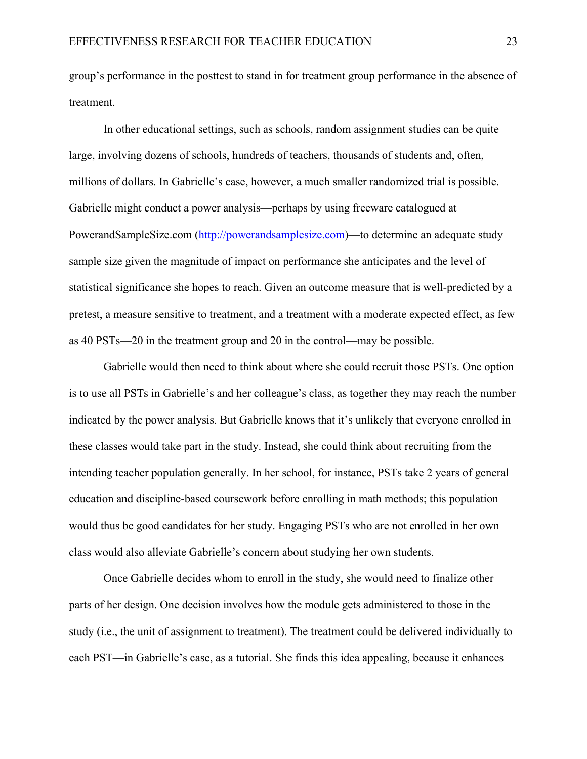group's performance in the posttest to stand in for treatment group performance in the absence of treatment.

In other educational settings, such as schools, random assignment studies can be quite large, involving dozens of schools, hundreds of teachers, thousands of students and, often, millions of dollars. In Gabrielle's case, however, a much smaller randomized trial is possible. Gabrielle might conduct a power analysis—perhaps by using freeware catalogued at PowerandSampleSize.com (http://powerandsamplesize.com)—to determine an adequate study sample size given the magnitude of impact on performance she anticipates and the level of statistical significance she hopes to reach. Given an outcome measure that is well-predicted by a pretest, a measure sensitive to treatment, and a treatment with a moderate expected effect, as few as 40 PSTs—20 in the treatment group and 20 in the control—may be possible.

Gabrielle would then need to think about where she could recruit those PSTs. One option is to use all PSTs in Gabrielle's and her colleague's class, as together they may reach the number indicated by the power analysis. But Gabrielle knows that it's unlikely that everyone enrolled in these classes would take part in the study. Instead, she could think about recruiting from the intending teacher population generally. In her school, for instance, PSTs take 2 years of general education and discipline-based coursework before enrolling in math methods; this population would thus be good candidates for her study. Engaging PSTs who are not enrolled in her own class would also alleviate Gabrielle's concern about studying her own students.

Once Gabrielle decides whom to enroll in the study, she would need to finalize other parts of her design. One decision involves how the module gets administered to those in the study (i.e., the unit of assignment to treatment). The treatment could be delivered individually to each PST—in Gabrielle's case, as a tutorial. She finds this idea appealing, because it enhances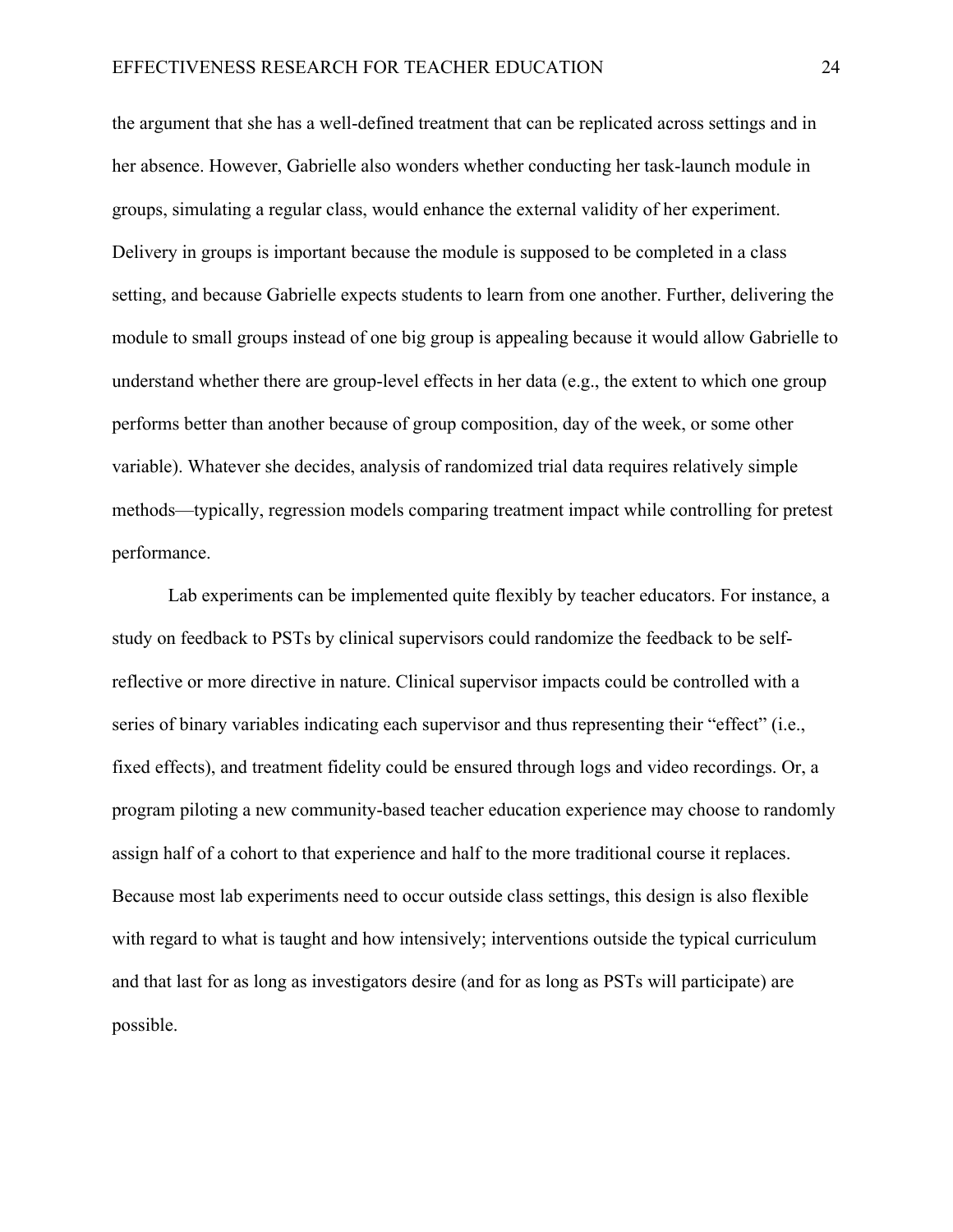the argument that she has a well-defined treatment that can be replicated across settings and in her absence. However, Gabrielle also wonders whether conducting her task-launch module in groups, simulating a regular class, would enhance the external validity of her experiment. Delivery in groups is important because the module is supposed to be completed in a class setting, and because Gabrielle expects students to learn from one another. Further, delivering the module to small groups instead of one big group is appealing because it would allow Gabrielle to understand whether there are group-level effects in her data (e.g., the extent to which one group performs better than another because of group composition, day of the week, or some other variable). Whatever she decides, analysis of randomized trial data requires relatively simple methods—typically, regression models comparing treatment impact while controlling for pretest performance.

Lab experiments can be implemented quite flexibly by teacher educators. For instance, a study on feedback to PSTs by clinical supervisors could randomize the feedback to be self-reflective or more directive in nature. Clinical supervisor impacts could be controlled with a series of binary variables indicating each supervisor and thus representing their "effect" (i.e., fixed effects), and treatment fidelity could be ensured through logs and video recordings. Or, a program piloting a new community-based teacher education experience may choose to randomly assign half of a cohort to that experience and half to the more traditional course it replaces. Because most lab experiments need to occur outside class settings, this design is also flexible with regard to what is taught and how intensively; interventions outside the typical curriculum and that last for as long as investigators desire (and for as long as PSTs will participate) are possible.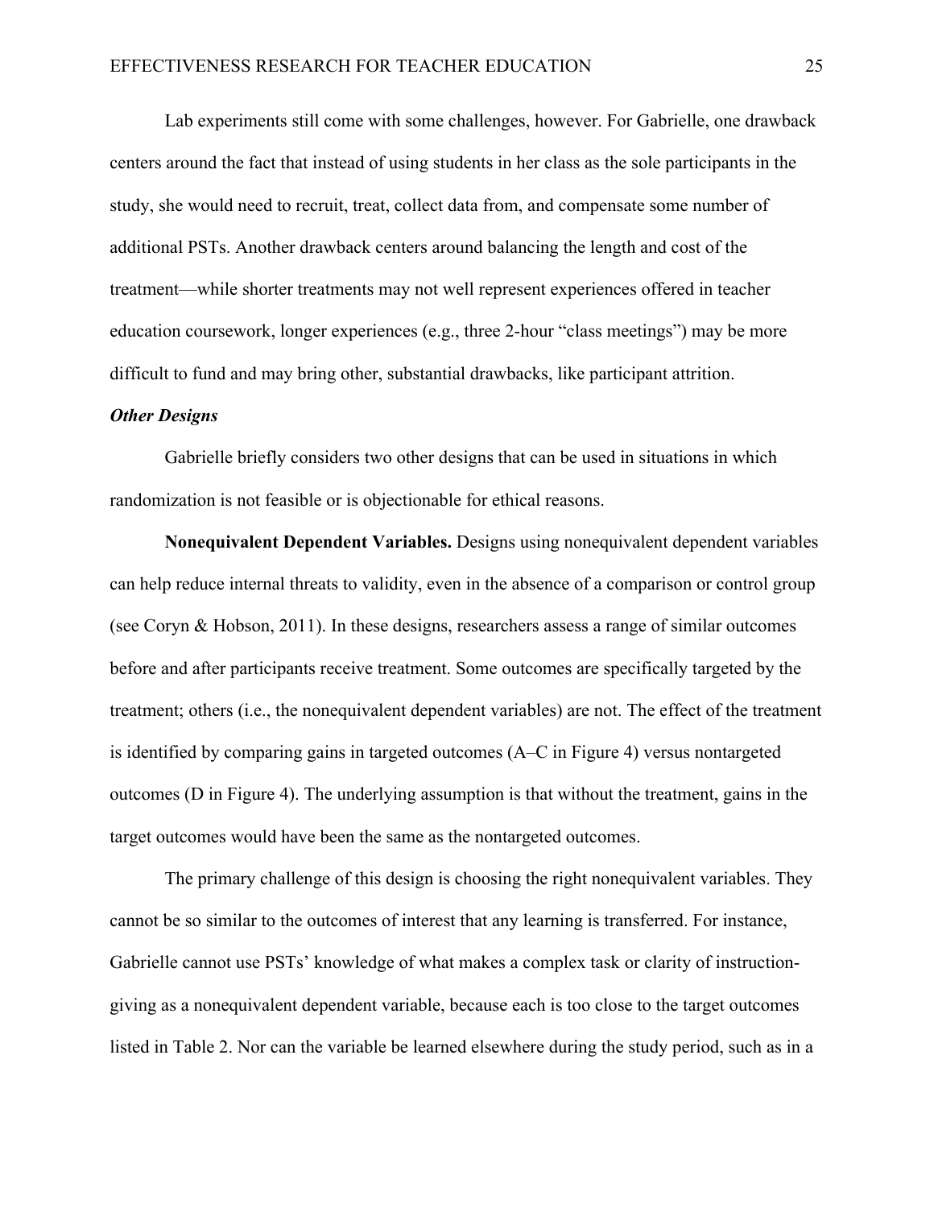Lab experiments still come with some challenges, however. For Gabrielle, one drawback centers around the fact that instead of using students in her class as the sole participants in the study, she would need to recruit, treat, collect data from, and compensate some number of additional PSTs. Another drawback centers around balancing the length and cost of the treatment—while shorter treatments may not well represent experiences offered in teacher education coursework, longer experiences (e.g., three 2-hour "class meetings") may be more difficult to fund and may bring other, substantial drawbacks, like participant attrition.

### *Other Designs*

Gabrielle briefly considers two other designs that can be used in situations in which randomization is not feasible or is objectionable for ethical reasons.

**Nonequivalent Dependent Variables.** Designs using nonequivalent dependent variables can help reduce internal threats to validity, even in the absence of a comparison or control group (see Coryn & Hobson, 2011). In these designs, researchers assess a range of similar outcomes before and after participants receive treatment. Some outcomes are specifically targeted by the treatment; others (i.e., the nonequivalent dependent variables) are not. The effect of the treatment is identified by comparing gains in targeted outcomes (A–C in Figure 4) versus nontargeted outcomes (D in Figure 4). The underlying assumption is that without the treatment, gains in the target outcomes would have been the same as the nontargeted outcomes.

The primary challenge of this design is choosing the right nonequivalent variables. They cannot be so similar to the outcomes of interest that any learning is transferred. For instance, Gabrielle cannot use PSTs' knowledge of what makes a complex task or clarity of instruction-giving as a nonequivalent dependent variable, because each is too close to the target outcomes listed in Table 2. Nor can the variable be learned elsewhere during the study period, such as in a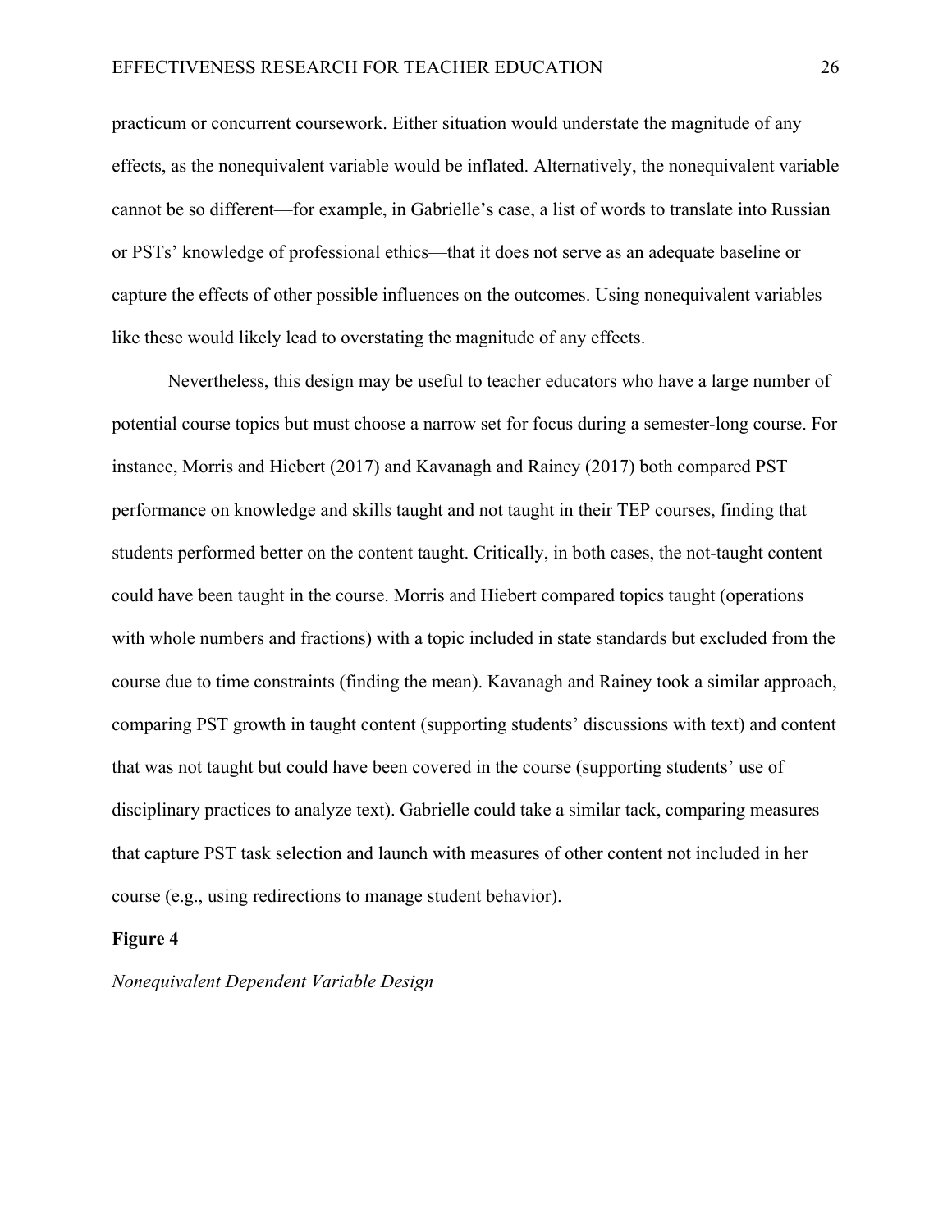practicum or concurrent coursework. Either situation would understate the magnitude of any effects, as the nonequivalent variable would be inflated. Alternatively, the nonequivalent variable cannot be so different—for example, in Gabrielle's case, a list of words to translate into Russian or PSTs' knowledge of professional ethics—that it does not serve as an adequate baseline or capture the effects of other possible influences on the outcomes. Using nonequivalent variables like these would likely lead to overstating the magnitude of any effects.

Nevertheless, this design may be useful to teacher educators who have a large number of potential course topics but must choose a narrow set for focus during a semester-long course. For instance, Morris and Hiebert (2017) and Kavanagh and Rainey (2017) both compared PST performance on knowledge and skills taught and not taught in their TEP courses, finding that students performed better on the content taught. Critically, in both cases, the not-taught content could have been taught in the course. Morris and Hiebert compared topics taught (operations with whole numbers and fractions) with a topic included in state standards but excluded from the course due to time constraints (finding the mean). Kavanagh and Rainey took a similar approach, comparing PST growth in taught content (supporting students' discussions with text) and content that was not taught but could have been covered in the course (supporting students' use of disciplinary practices to analyze text). Gabrielle could take a similar tack, comparing measures that capture PST task selection and launch with measures of other content not included in her course (e.g., using redirections to manage student behavior).

**Figure 4**

*Nonequivalent Dependent Variable Design*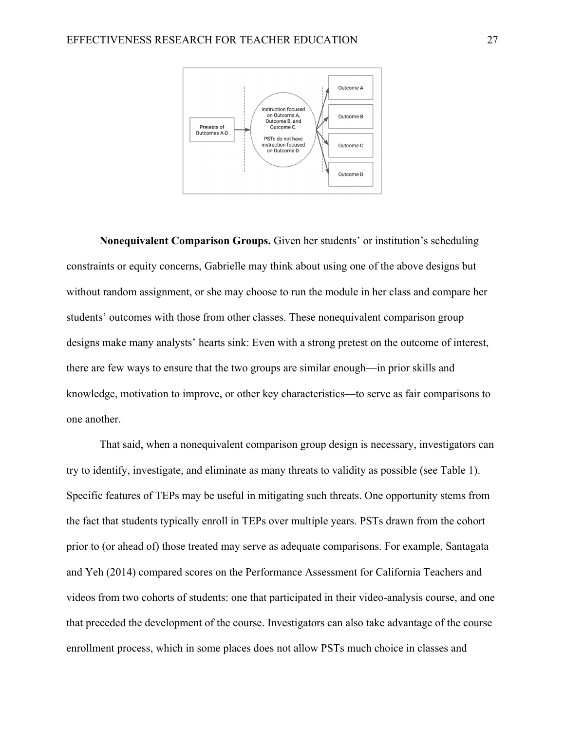**Nonequivalent Comparison Groups.** Given her students' or institution's scheduling constraints or equity concerns, Gabrielle may think about using one of the above designs but without random assignment, or she may choose to run the module in her class and compare her students' outcomes with those from other classes. These nonequivalent comparison group designs make many analysts' hearts sink: Even with a strong pretest on the outcome of interest, there are few ways to ensure that the two groups are similar enough—in prior skills and knowledge, motivation to improve, or other key characteristics—to serve as fair comparisons to one another.

That said, when a nonequivalent comparison group design is necessary, investigators can try to identify, investigate, and eliminate as many threats to validity as possible (see Table 1). Specific features of TEPs may be useful in mitigating such threats. One opportunity stems from the fact that students typically enroll in TEPs over multiple years. PSTs drawn from the cohort prior to (or ahead of) those treated may serve as adequate comparisons. For example, Santagata and Yeh (2014) compared scores on the Performance Assessment for California Teachers and videos from two cohorts of students: one that participated in their video-analysis course, and one that preceded the development of the course. Investigators can also take advantage of the course enrollment process, which in some places does not allow PSTs much choice in classes and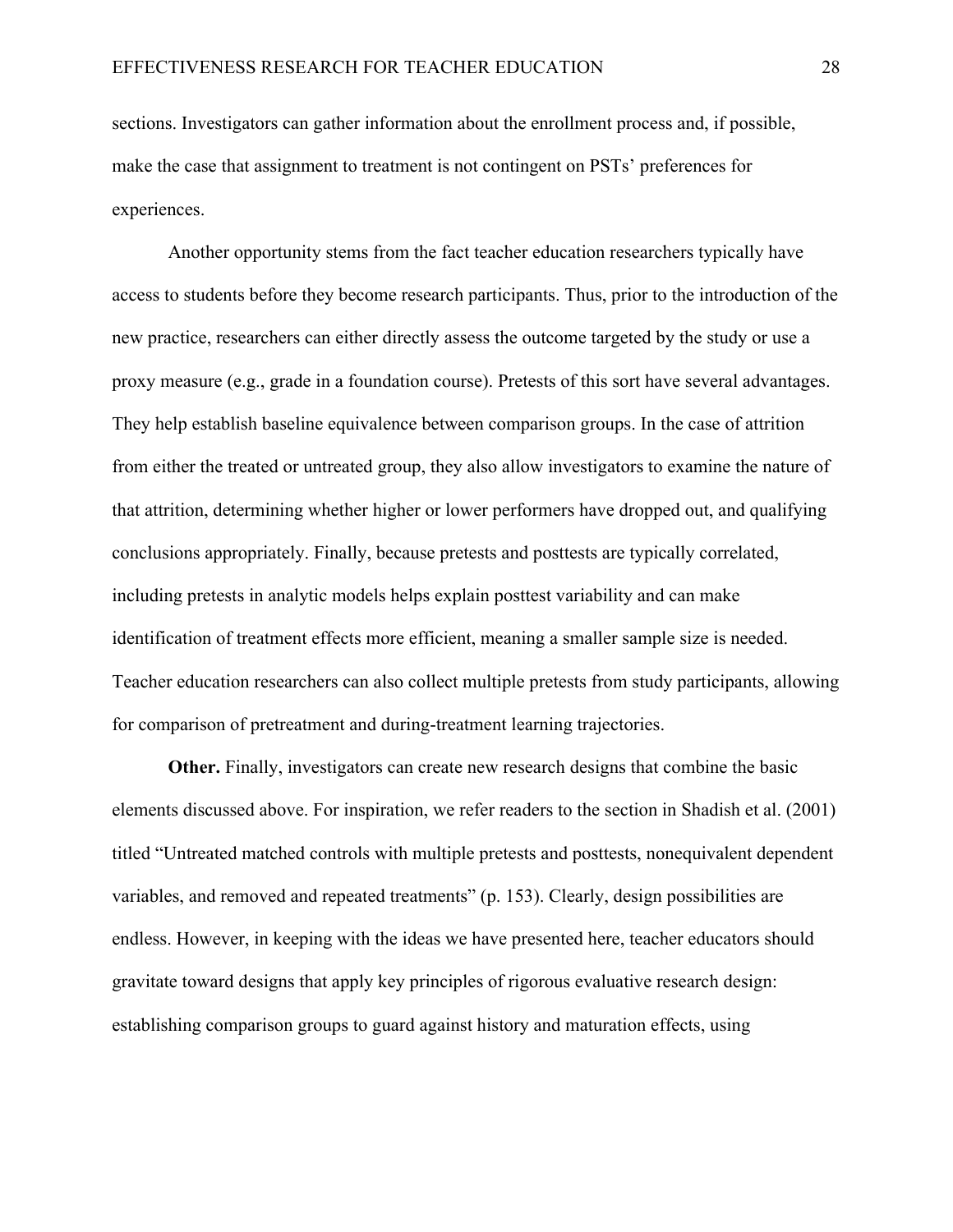sections. Investigators can gather information about the enrollment process and, if possible, make the case that assignment to treatment is not contingent on PSTs' preferences for experiences.

Another opportunity stems from the fact teacher education researchers typically have access to students before they become research participants. Thus, prior to the introduction of the new practice, researchers can either directly assess the outcome targeted by the study or use a proxy measure (e.g., grade in a foundation course). Pretests of this sort have several advantages. They help establish baseline equivalence between comparison groups. In the case of attrition from either the treated or untreated group, they also allow investigators to examine the nature of that attrition, determining whether higher or lower performers have dropped out, and qualifying conclusions appropriately. Finally, because pretests and posttests are typically correlated, including pretests in analytic models helps explain posttest variability and can make identification of treatment effects more efficient, meaning a smaller sample size is needed. Teacher education researchers can also collect multiple pretests from study participants, allowing for comparison of pretreatment and during-treatment learning trajectories.

**Other.** Finally, investigators can create new research designs that combine the basic elements discussed above. For inspiration, we refer readers to the section in Shadish et al. (2001) titled "Untreated matched controls with multiple pretests and posttests, nonequivalent dependent variables, and removed and repeated treatments" (p. 153). Clearly, design possibilities are endless. However, in keeping with the ideas we have presented here, teacher educators should gravitate toward designs that apply key principles of rigorous evaluative research design: establishing comparison groups to guard against history and maturation effects, using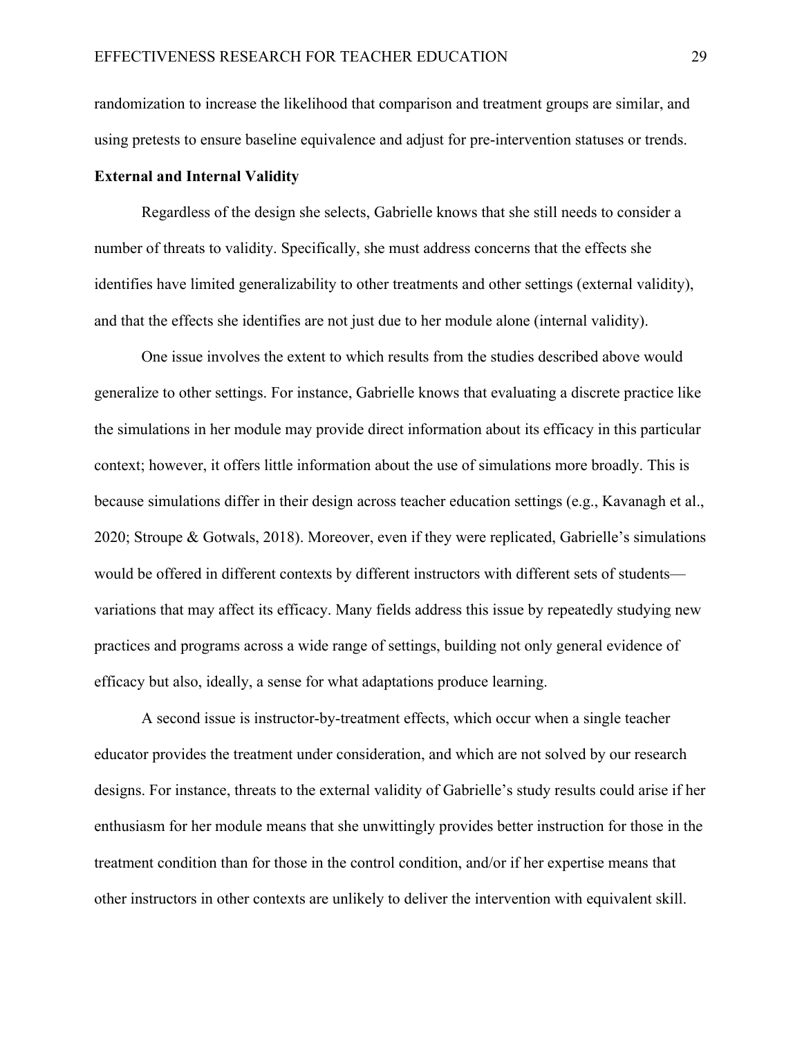randomization to increase the likelihood that comparison and treatment groups are similar, and using pretests to ensure baseline equivalence and adjust for pre-intervention statuses or trends.

**External and Internal Validity**

Regardless of the design she selects, Gabrielle knows that she still needs to consider a number of threats to validity. Specifically, she must address concerns that the effects she identifies have limited generalizability to other treatments and other settings (external validity), and that the effects she identifies are not just due to her module alone (internal validity).

One issue involves the extent to which results from the studies described above would generalize to other settings. For instance, Gabrielle knows that evaluating a discrete practice like the simulations in her module may provide direct information about its efficacy in this particular context; however, it offers little information about the use of simulations more broadly. This is because simulations differ in their design across teacher education settings (e.g., Kavanagh et al., 2020; Stroupe & Gotwals, 2018). Moreover, even if they were replicated, Gabrielle's simulations would be offered in different contexts by different instructors with different sets of students—variations that may affect its efficacy. Many fields address this issue by repeatedly studying new practices and programs across a wide range of settings, building not only general evidence of efficacy but also, ideally, a sense for what adaptations produce learning.

A second issue is instructor-by-treatment effects, which occur when a single teacher educator provides the treatment under consideration, and which are not solved by our research designs. For instance, threats to the external validity of Gabrielle's study results could arise if her enthusiasm for her module means that she unwittingly provides better instruction for those in the treatment condition than for those in the control condition, and/or if her expertise means that other instructors in other contexts are unlikely to deliver the intervention with equivalent skill.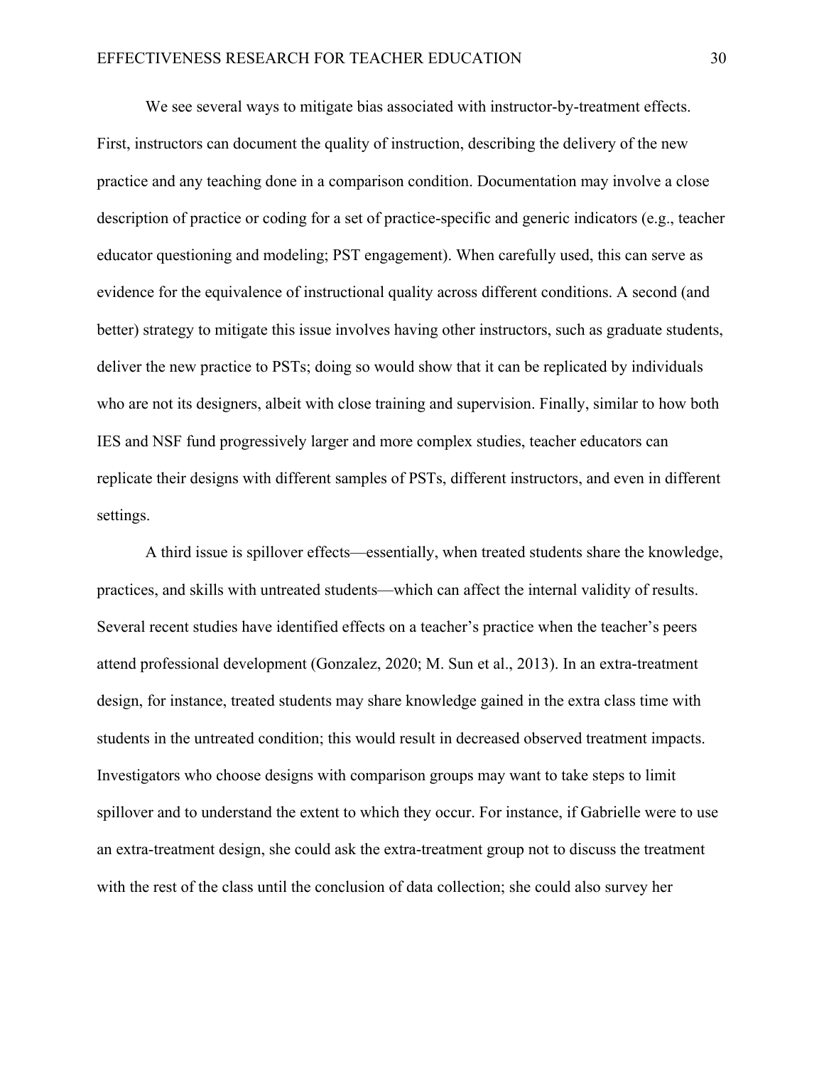We see several ways to mitigate bias associated with instructor-by-treatment effects. First, instructors can document the quality of instruction, describing the delivery of the new practice and any teaching done in a comparison condition. Documentation may involve a close description of practice or coding for a set of practice-specific and generic indicators (e.g., teacher educator questioning and modeling; PST engagement). When carefully used, this can serve as evidence for the equivalence of instructional quality across different conditions. A second (and better) strategy to mitigate this issue involves having other instructors, such as graduate students, deliver the new practice to PSTs; doing so would show that it can be replicated by individuals who are not its designers, albeit with close training and supervision. Finally, similar to how both IES and NSF fund progressively larger and more complex studies, teacher educators can replicate their designs with different samples of PSTs, different instructors, and even in different settings.

A third issue is spillover effects—essentially, when treated students share the knowledge, practices, and skills with untreated students—which can affect the internal validity of results. Several recent studies have identified effects on a teacher's practice when the teacher's peers attend professional development (Gonzalez, 2020; M. Sun et al., 2013). In an extra-treatment design, for instance, treated students may share knowledge gained in the extra class time with students in the untreated condition; this would result in decreased observed treatment impacts. Investigators who choose designs with comparison groups may want to take steps to limit spillover and to understand the extent to which they occur. For instance, if Gabrielle were to use an extra-treatment design, she could ask the extra-treatment group not to discuss the treatment with the rest of the class until the conclusion of data collection; she could also survey her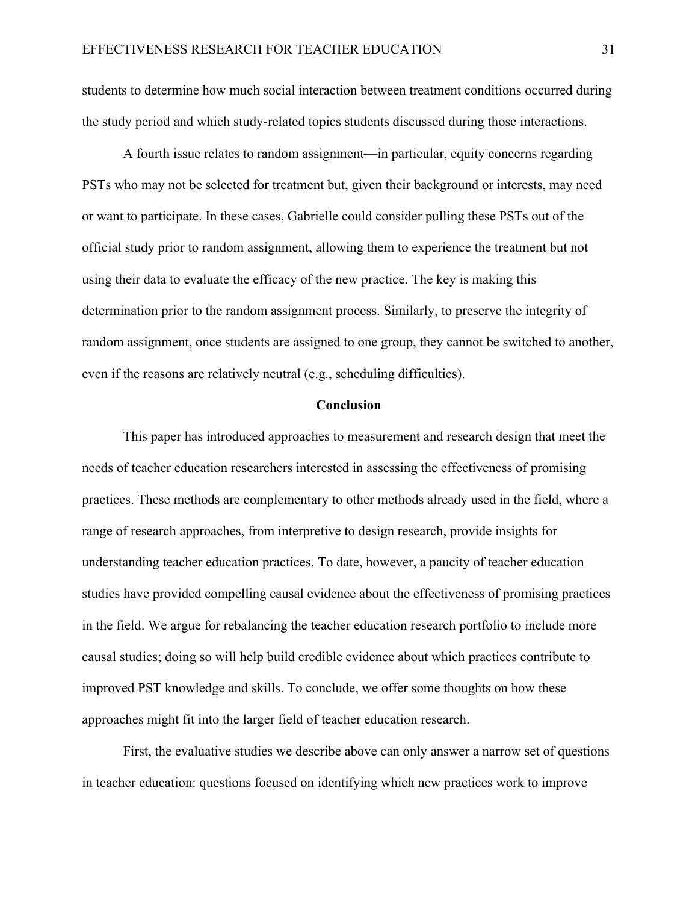students to determine how much social interaction between treatment conditions occurred during the study period and which study-related topics students discussed during those interactions.

A fourth issue relates to random assignment—in particular, equity concerns regarding PSTs who may not be selected for treatment but, given their background or interests, may need or want to participate. In these cases, Gabrielle could consider pulling these PSTs out of the official study prior to random assignment, allowing them to experience the treatment but not using their data to evaluate the efficacy of the new practice. The key is making this determination prior to the random assignment process. Similarly, to preserve the integrity of random assignment, once students are assigned to one group, they cannot be switched to another, even if the reasons are relatively neutral (e.g., scheduling difficulties).

## Conclusion

This paper has introduced approaches to measurement and research design that meet the needs of teacher education researchers interested in assessing the effectiveness of promising practices. These methods are complementary to other methods already used in the field, where a range of research approaches, from interpretive to design research, provide insights for understanding teacher education practices. To date, however, a paucity of teacher education studies have provided compelling causal evidence about the effectiveness of promising practices in the field. We argue for rebalancing the teacher education research portfolio to include more causal studies; doing so will help build credible evidence about which practices contribute to improved PST knowledge and skills. To conclude, we offer some thoughts on how these approaches might fit into the larger field of teacher education research.

First, the evaluative studies we describe above can only answer a narrow set of questions in teacher education: questions focused on identifying which new practices work to improve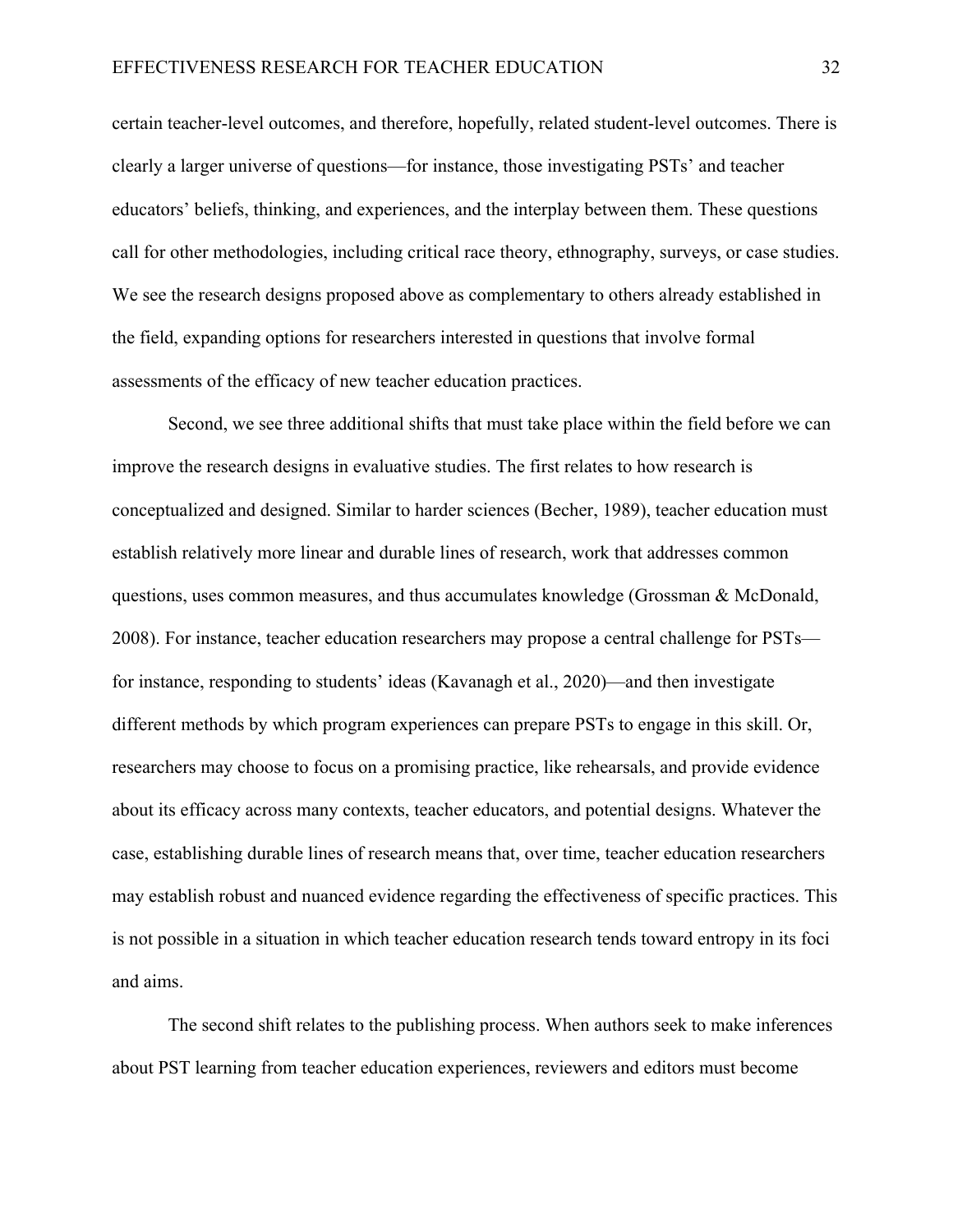certain teacher-level outcomes, and therefore, hopefully, related student-level outcomes. There is clearly a larger universe of questions—for instance, those investigating PSTs' and teacher educators' beliefs, thinking, and experiences, and the interplay between them. These questions call for other methodologies, including critical race theory, ethnography, surveys, or case studies. We see the research designs proposed above as complementary to others already established in the field, expanding options for researchers interested in questions that involve formal assessments of the efficacy of new teacher education practices.

Second, we see three additional shifts that must take place within the field before we can improve the research designs in evaluative studies. The first relates to how research is conceptualized and designed. Similar to harder sciences (Becher, 1989), teacher education must establish relatively more linear and durable lines of research, work that addresses common questions, uses common measures, and thus accumulates knowledge (Grossman & McDonald, 2008). For instance, teacher education researchers may propose a central challenge for PSTs—for instance, responding to students' ideas (Kavanagh et al., 2020)—and then investigate different methods by which program experiences can prepare PSTs to engage in this skill. Or, researchers may choose to focus on a promising practice, like rehearsals, and provide evidence about its efficacy across many contexts, teacher educators, and potential designs. Whatever the case, establishing durable lines of research means that, over time, teacher education researchers may establish robust and nuanced evidence regarding the effectiveness of specific practices. This is not possible in a situation in which teacher education research tends toward entropy in its foci and aims.

The second shift relates to the publishing process. When authors seek to make inferences about PST learning from teacher education experiences, reviewers and editors must become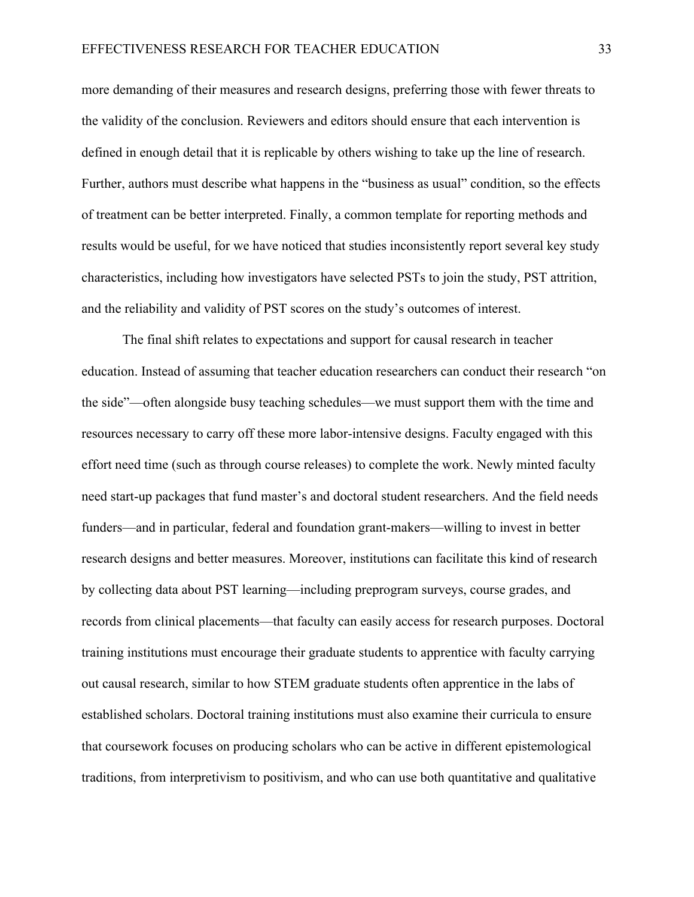more demanding of their measures and research designs, preferring those with fewer threats to the validity of the conclusion. Reviewers and editors should ensure that each intervention is defined in enough detail that it is replicable by others wishing to take up the line of research. Further, authors must describe what happens in the "business as usual" condition, so the effects of treatment can be better interpreted. Finally, a common template for reporting methods and results would be useful, for we have noticed that studies inconsistently report several key study characteristics, including how investigators have selected PSTs to join the study, PST attrition, and the reliability and validity of PST scores on the study's outcomes of interest.

The final shift relates to expectations and support for causal research in teacher education. Instead of assuming that teacher education researchers can conduct their research "on the side"—often alongside busy teaching schedules—we must support them with the time and resources necessary to carry off these more labor-intensive designs. Faculty engaged with this effort need time (such as through course releases) to complete the work. Newly minted faculty need start-up packages that fund master's and doctoral student researchers. And the field needs funders—and in particular, federal and foundation grant-makers—willing to invest in better research designs and better measures. Moreover, institutions can facilitate this kind of research by collecting data about PST learning—including preprogram surveys, course grades, and records from clinical placements—that faculty can easily access for research purposes. Doctoral training institutions must encourage their graduate students to apprentice with faculty carrying out causal research, similar to how STEM graduate students often apprentice in the labs of established scholars. Doctoral training institutions must also examine their curricula to ensure that coursework focuses on producing scholars who can be active in different epistemological traditions, from interpretivism to positivism, and who can use both quantitative and qualitative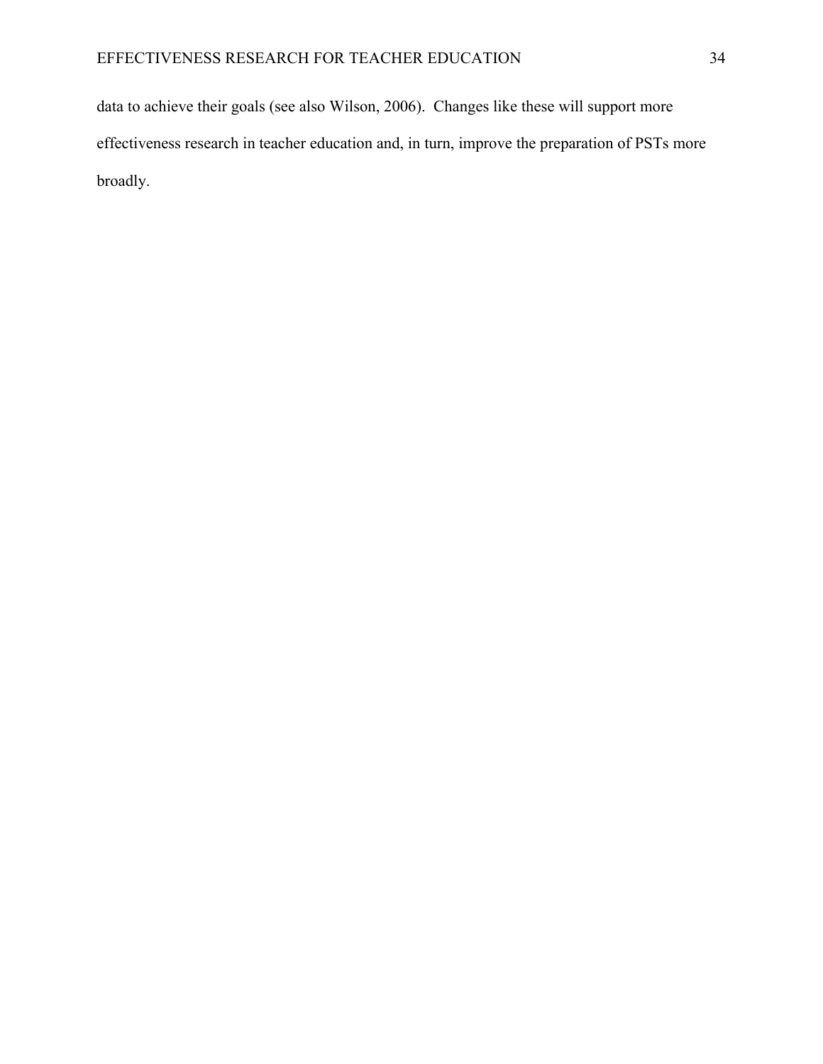data to achieve their goals (see also Wilson, 2006). Changes like these will support more effectiveness research in teacher education and, in turn, improve the preparation of PSTs more broadly.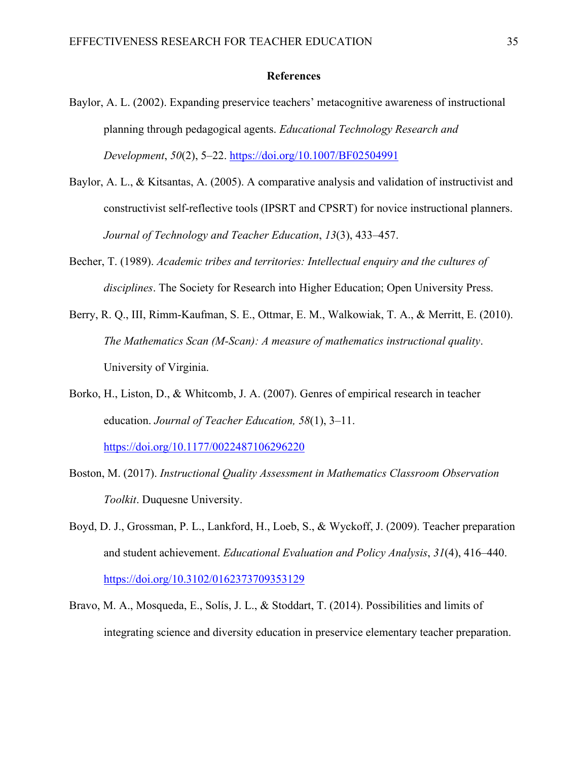# References

Baylor, A. L. (2002). Expanding preservice teachers' metacognitive awareness of instructional planning through pedagogical agents. *Educational Technology Research and Development*, *50*(2), 5–22. https://doi.org/10.1007/BF02504991

Baylor, A. L., & Kitsantas, A. (2005). A comparative analysis and validation of instructivist and constructivist self-reflective tools (IPSRT and CPSRT) for novice instructional planners. *Journal of Technology and Teacher Education*, *13*(3), 433–457.

Becher, T. (1989). *Academic tribes and territories: Intellectual enquiry and the cultures of disciplines*. The Society for Research into Higher Education; Open University Press.

Berry, R. Q., III, Rimm-Kaufman, S. E., Ottmar, E. M., Walkowiak, T. A., & Merritt, E. (2010). *The Mathematics Scan (M-Scan): A measure of mathematics instructional quality*. University of Virginia.

Borko, H., Liston, D., & Whitcomb, J. A. (2007). Genres of empirical research in teacher education. *Journal of Teacher Education, 58*(1), 3–11. https://doi.org/10.1177/0022487106296220

Boston, M. (2017). *Instructional Quality Assessment in Mathematics Classroom Observation Toolkit*. Duquesne University.

Boyd, D. J., Grossman, P. L., Lankford, H., Loeb, S., & Wyckoff, J. (2009). Teacher preparation and student achievement. *Educational Evaluation and Policy Analysis*, *31*(4), 416–440. https://doi.org/10.3102/0162373709353129

Bravo, M. A., Mosqueda, E., Solís, J. L., & Stoddart, T. (2014). Possibilities and limits of integrating science and diversity education in preservice elementary teacher preparation.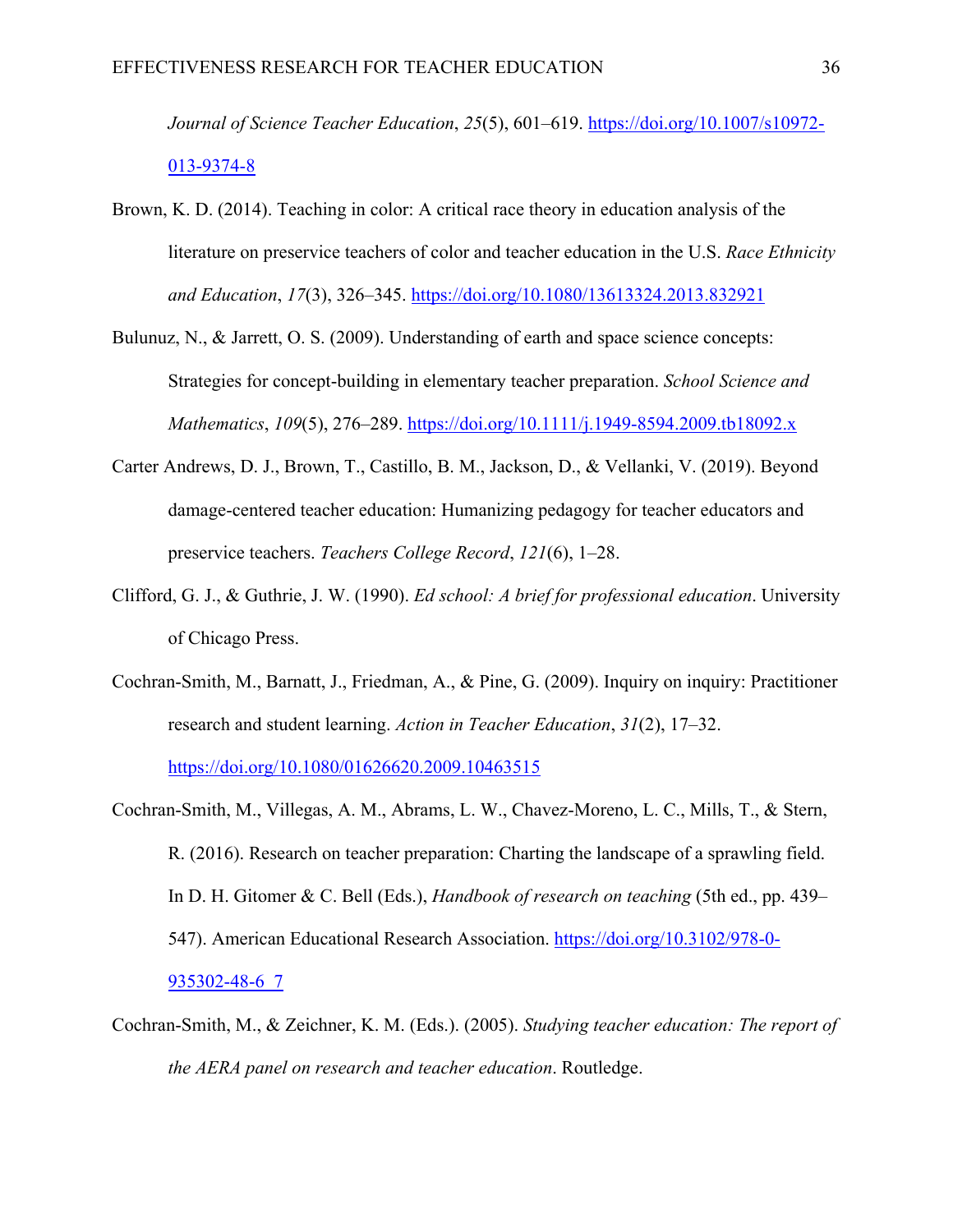*Journal of Science Teacher Education*, *25*(5), 601–619. https://doi.org/10.1007/s10972-013-9374-8

Brown, K. D. (2014). Teaching in color: A critical race theory in education analysis of the literature on preservice teachers of color and teacher education in the U.S. *Race Ethnicity and Education*, *17*(3), 326–345. https://doi.org/10.1080/13613324.2013.832921

Bulunuz, N., & Jarrett, O. S. (2009). Understanding of earth and space science concepts: Strategies for concept-building in elementary teacher preparation. *School Science and Mathematics*, *109*(5), 276–289. https://doi.org/10.1111/j.1949-8594.2009.tb18092.x

Carter Andrews, D. J., Brown, T., Castillo, B. M., Jackson, D., & Vellanki, V. (2019). Beyond damage-centered teacher education: Humanizing pedagogy for teacher educators and preservice teachers. *Teachers College Record*, *121*(6), 1–28.

Clifford, G. J., & Guthrie, J. W. (1990). *Ed school: A brief for professional education*. University of Chicago Press.

Cochran-Smith, M., Barnatt, J., Friedman, A., & Pine, G. (2009). Inquiry on inquiry: Practitioner research and student learning. *Action in Teacher Education*, *31*(2), 17–32. https://doi.org/10.1080/01626620.2009.10463515

Cochran-Smith, M., Villegas, A. M., Abrams, L. W., Chavez-Moreno, L. C., Mills, T., & Stern, R. (2016). Research on teacher preparation: Charting the landscape of a sprawling field. In D. H. Gitomer & C. Bell (Eds.), *Handbook of research on teaching* (5th ed., pp. 439–547). American Educational Research Association. https://doi.org/10.3102/978-0-935302-48-6_7

Cochran-Smith, M., & Zeichner, K. M. (Eds.). (2005). *Studying teacher education: The report of the AERA panel on research and teacher education*. Routledge.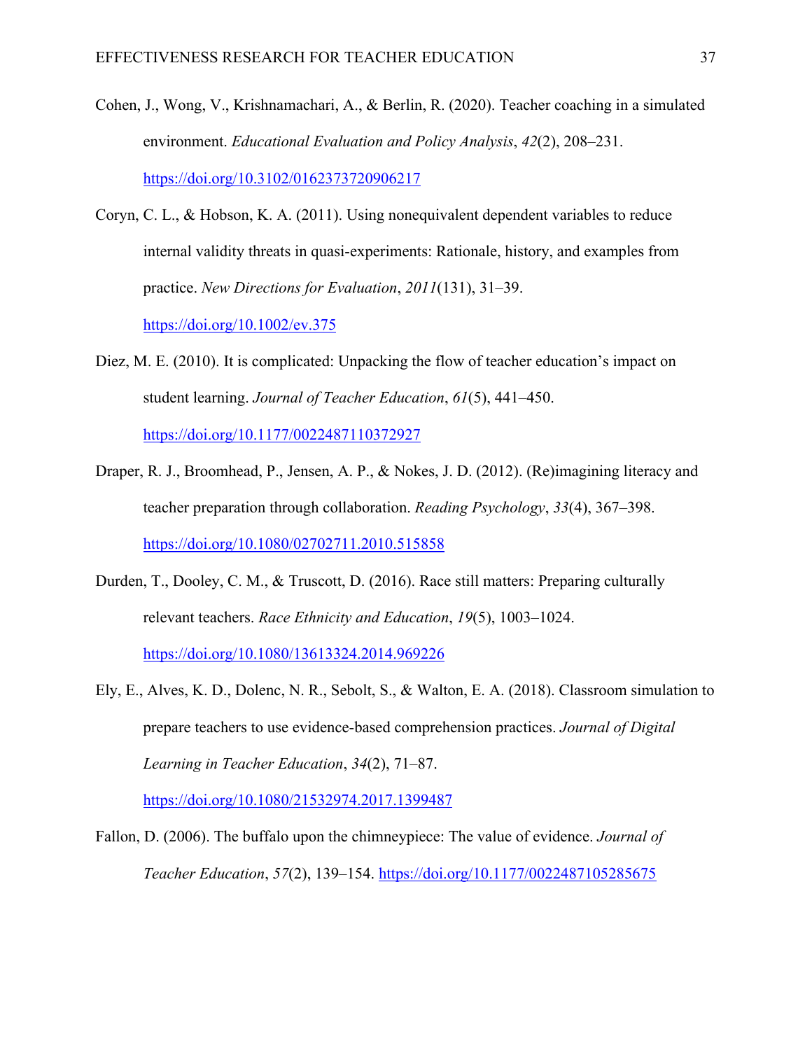Cohen, J., Wong, V., Krishnamachari, A., & Berlin, R. (2020). Teacher coaching in a simulated environment. *Educational Evaluation and Policy Analysis*, *42*(2), 208–231. https://doi.org/10.3102/0162373720906217

Coryn, C. L., & Hobson, K. A. (2011). Using nonequivalent dependent variables to reduce internal validity threats in quasi-experiments: Rationale, history, and examples from practice. *New Directions for Evaluation*, *2011*(131), 31–39. https://doi.org/10.1002/ev.375

Diez, M. E. (2010). It is complicated: Unpacking the flow of teacher education's impact on student learning. *Journal of Teacher Education*, *61*(5), 441–450. https://doi.org/10.1177/0022487110372927

Draper, R. J., Broomhead, P., Jensen, A. P., & Nokes, J. D. (2012). (Re)imagining literacy and teacher preparation through collaboration. *Reading Psychology*, *33*(4), 367–398. https://doi.org/10.1080/02702711.2010.515858

Durden, T., Dooley, C. M., & Truscott, D. (2016). Race still matters: Preparing culturally relevant teachers. *Race Ethnicity and Education*, *19*(5), 1003–1024. https://doi.org/10.1080/13613324.2014.969226

Ely, E., Alves, K. D., Dolenc, N. R., Sebolt, S., & Walton, E. A. (2018). Classroom simulation to prepare teachers to use evidence-based comprehension practices. *Journal of Digital Learning in Teacher Education*, *34*(2), 71–87. https://doi.org/10.1080/21532974.2017.1399487

Fallon, D. (2006). The buffalo upon the chimneypiece: The value of evidence. *Journal of Teacher Education*, *57*(2), 139–154. https://doi.org/10.1177/0022487105285675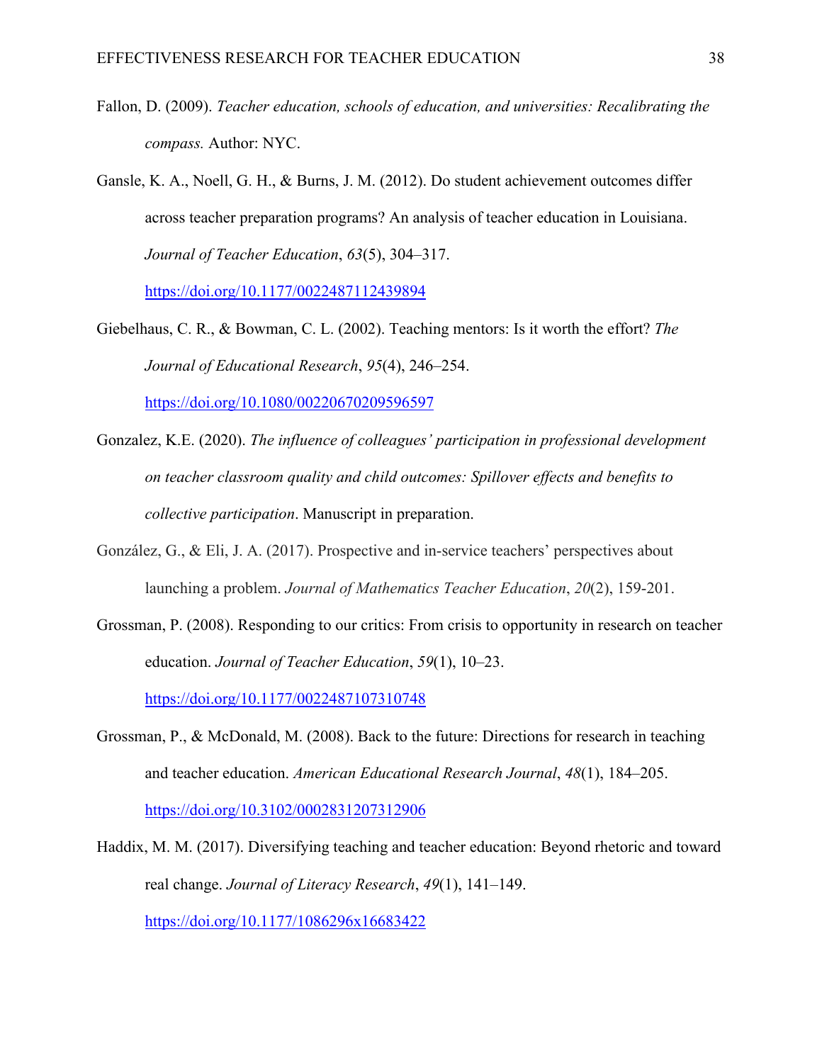Fallon, D. (2009). *Teacher education, schools of education, and universities: Recalibrating the compass.* Author: NYC.

Gansle, K. A., Noell, G. H., & Burns, J. M. (2012). Do student achievement outcomes differ across teacher preparation programs? An analysis of teacher education in Louisiana. *Journal of Teacher Education*, *63*(5), 304–317. https://doi.org/10.1177/0022487112439894

Giebelhaus, C. R., & Bowman, C. L. (2002). Teaching mentors: Is it worth the effort? *The Journal of Educational Research*, *95*(4), 246–254. https://doi.org/10.1080/00220670209596597

Gonzalez, K.E. (2020). *The influence of colleagues' participation in professional development on teacher classroom quality and child outcomes: Spillover effects and benefits to collective participation*. Manuscript in preparation.

González, G., & Eli, J. A. (2017). Prospective and in-service teachers' perspectives about launching a problem. *Journal of Mathematics Teacher Education*, *20*(2), 159-201.

Grossman, P. (2008). Responding to our critics: From crisis to opportunity in research on teacher education. *Journal of Teacher Education*, *59*(1), 10–23. https://doi.org/10.1177/0022487107310748

Grossman, P., & McDonald, M. (2008). Back to the future: Directions for research in teaching and teacher education. *American Educational Research Journal*, *48*(1), 184–205. https://doi.org/10.3102/0002831207312906

Haddix, M. M. (2017). Diversifying teaching and teacher education: Beyond rhetoric and toward real change. *Journal of Literacy Research*, *49*(1), 141–149. https://doi.org/10.1177/1086296x16683422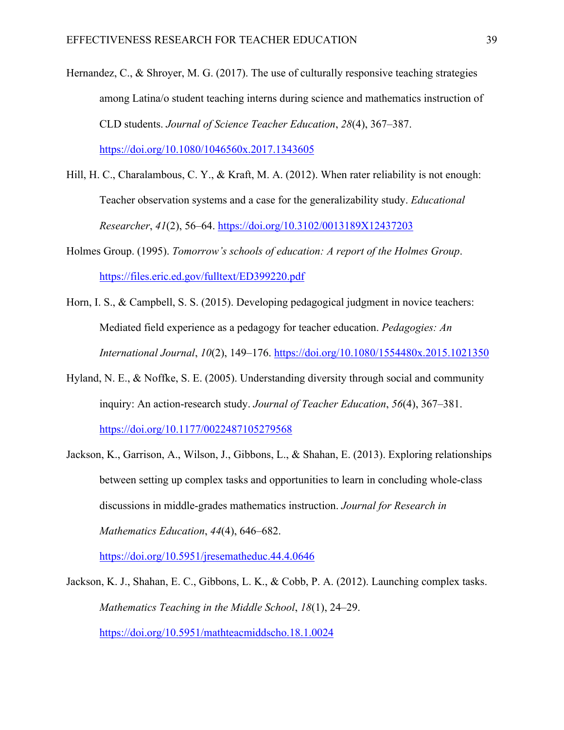Hernandez, C., & Shroyer, M. G. (2017). The use of culturally responsive teaching strategies among Latina/o student teaching interns during science and mathematics instruction of CLD students. *Journal of Science Teacher Education*, *28*(4), 367–387. https://doi.org/10.1080/1046560x.2017.1343605

Hill, H. C., Charalambous, C. Y., & Kraft, M. A. (2012). When rater reliability is not enough: Teacher observation systems and a case for the generalizability study. *Educational Researcher*, *41*(2), 56–64. https://doi.org/10.3102/0013189X12437203

Holmes Group. (1995). *Tomorrow's schools of education: A report of the Holmes Group*. https://files.eric.ed.gov/fulltext/ED399220.pdf

Horn, I. S., & Campbell, S. S. (2015). Developing pedagogical judgment in novice teachers: Mediated field experience as a pedagogy for teacher education. *Pedagogies: An International Journal*, *10*(2), 149–176. https://doi.org/10.1080/1554480x.2015.1021350

Hyland, N. E., & Noffke, S. E. (2005). Understanding diversity through social and community inquiry: An action-research study. *Journal of Teacher Education*, *56*(4), 367–381. https://doi.org/10.1177/0022487105279568

Jackson, K., Garrison, A., Wilson, J., Gibbons, L., & Shahan, E. (2013). Exploring relationships between setting up complex tasks and opportunities to learn in concluding whole-class discussions in middle-grades mathematics instruction. *Journal for Research in Mathematics Education*, *44*(4), 646–682. https://doi.org/10.5951/jresematheduc.44.4.0646

Jackson, K. J., Shahan, E. C., Gibbons, L. K., & Cobb, P. A. (2012). Launching complex tasks. *Mathematics Teaching in the Middle School*, *18*(1), 24–29. https://doi.org/10.5951/mathteacmiddscho.18.1.0024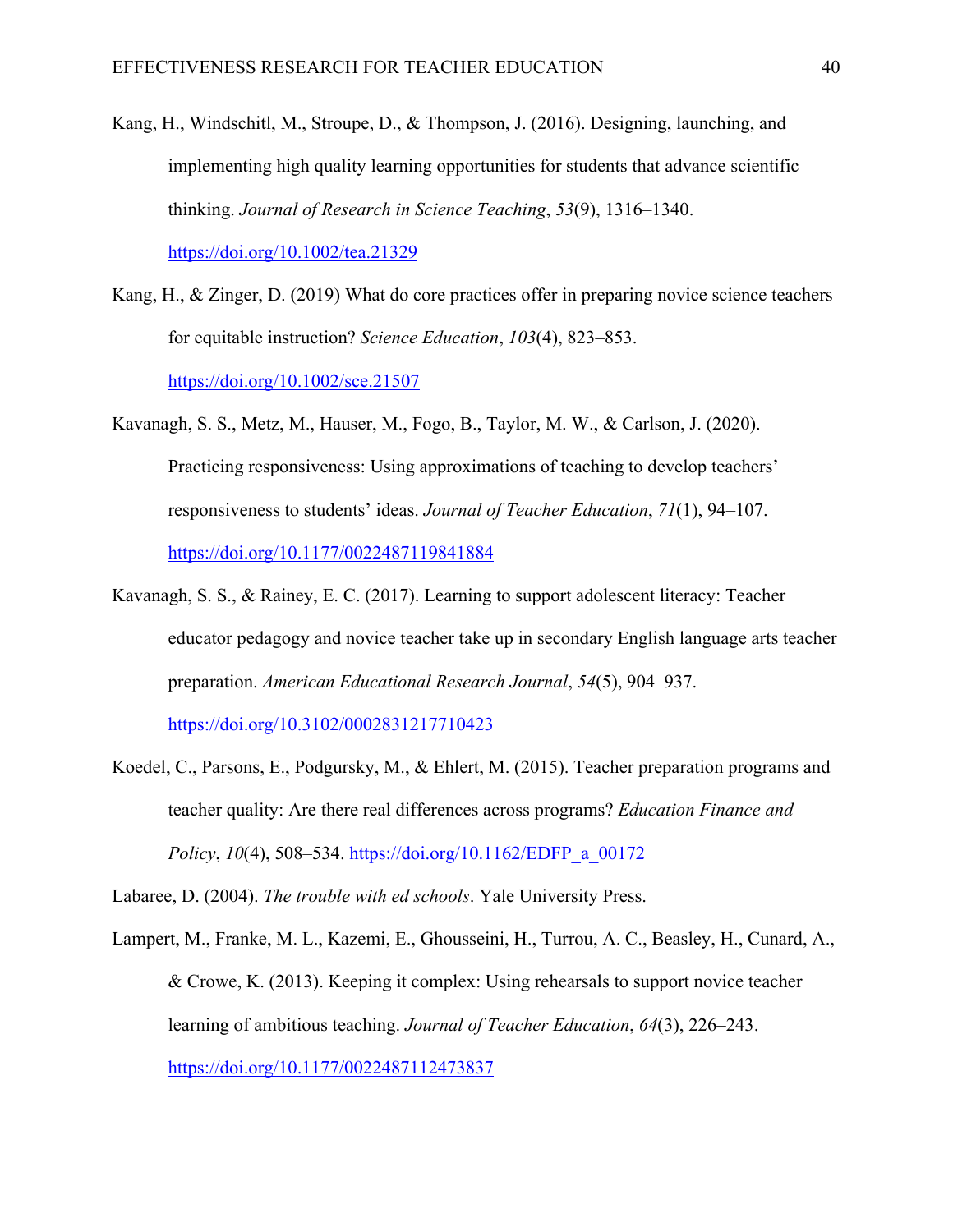Kang, H., Windschitl, M., Stroupe, D., & Thompson, J. (2016). Designing, launching, and implementing high quality learning opportunities for students that advance scientific thinking. *Journal of Research in Science Teaching*, *53*(9), 1316–1340. https://doi.org/10.1002/tea.21329

Kang, H., & Zinger, D. (2019) What do core practices offer in preparing novice science teachers for equitable instruction? *Science Education*, *103*(4), 823–853. https://doi.org/10.1002/sce.21507

Kavanagh, S. S., Metz, M., Hauser, M., Fogo, B., Taylor, M. W., & Carlson, J. (2020). Practicing responsiveness: Using approximations of teaching to develop teachers' responsiveness to students' ideas. *Journal of Teacher Education*, *71*(1), 94–107. https://doi.org/10.1177/0022487119841884

Kavanagh, S. S., & Rainey, E. C. (2017). Learning to support adolescent literacy: Teacher educator pedagogy and novice teacher take up in secondary English language arts teacher preparation. *American Educational Research Journal*, *54*(5), 904–937. https://doi.org/10.3102/0002831217710423

Koedel, C., Parsons, E., Podgursky, M., & Ehlert, M. (2015). Teacher preparation programs and teacher quality: Are there real differences across programs? *Education Finance and Policy*, *10*(4), 508–534. https://doi.org/10.1162/EDFP_a_00172

Labaree, D. (2004). *The trouble with ed schools*. Yale University Press.

Lampert, M., Franke, M. L., Kazemi, E., Ghousseini, H., Turrou, A. C., Beasley, H., Cunard, A., & Crowe, K. (2013). Keeping it complex: Using rehearsals to support novice teacher learning of ambitious teaching. *Journal of Teacher Education*, *64*(3), 226–243. https://doi.org/10.1177/0022487112473837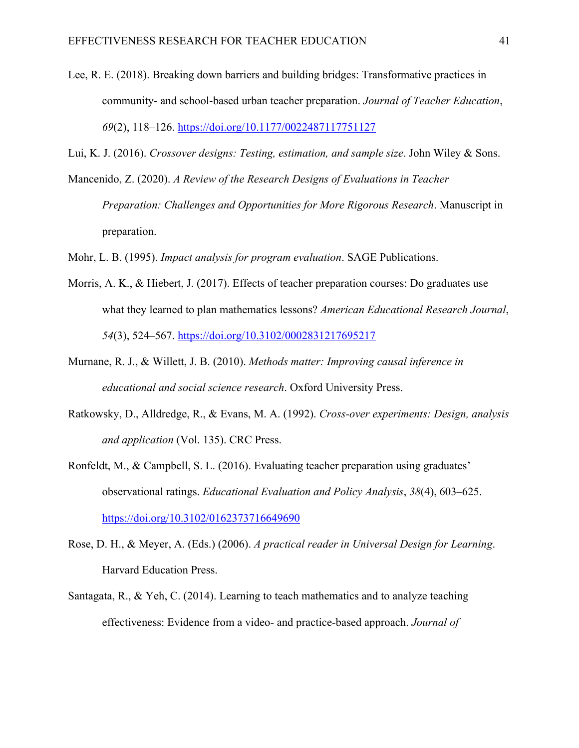Lee, R. E. (2018). Breaking down barriers and building bridges: Transformative practices in community- and school-based urban teacher preparation. *Journal of Teacher Education*, *69*(2), 118–126. https://doi.org/10.1177/0022487117751127

Lui, K. J. (2016). *Crossover designs: Testing, estimation, and sample size*. John Wiley & Sons.

Mancenido, Z. (2020). *A Review of the Research Designs of Evaluations in Teacher Preparation: Challenges and Opportunities for More Rigorous Research*. Manuscript in preparation.

Mohr, L. B. (1995). *Impact analysis for program evaluation*. SAGE Publications.

Morris, A. K., & Hiebert, J. (2017). Effects of teacher preparation courses: Do graduates use what they learned to plan mathematics lessons? *American Educational Research Journal*, *54*(3), 524–567. https://doi.org/10.3102/0002831217695217

Murnane, R. J., & Willett, J. B. (2010). *Methods matter: Improving causal inference in educational and social science research*. Oxford University Press.

Ratkowsky, D., Alldredge, R., & Evans, M. A. (1992). *Cross-over experiments: Design, analysis and application* (Vol. 135). CRC Press.

Ronfeldt, M., & Campbell, S. L. (2016). Evaluating teacher preparation using graduates' observational ratings. *Educational Evaluation and Policy Analysis*, *38*(4), 603–625. https://doi.org/10.3102/0162373716649690

Rose, D. H., & Meyer, A. (Eds.) (2006). *A practical reader in Universal Design for Learning*. Harvard Education Press.

Santagata, R., & Yeh, C. (2014). Learning to teach mathematics and to analyze teaching effectiveness: Evidence from a video- and practice-based approach. *Journal of*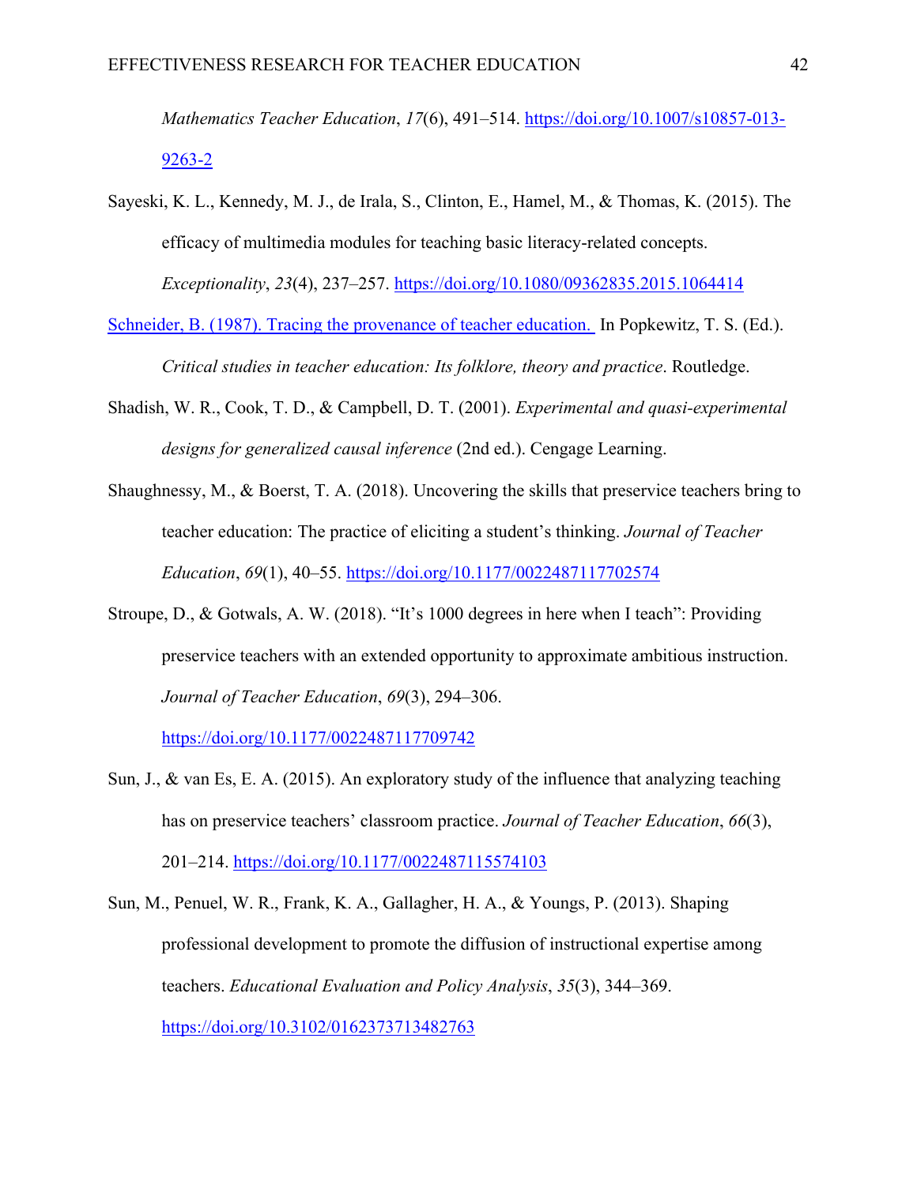*Mathematics Teacher Education*, *17*(6), 491–514. https://doi.org/10.1007/s10857-013-9263-2

Sayeski, K. L., Kennedy, M. J., de Irala, S., Clinton, E., Hamel, M., & Thomas, K. (2015). The efficacy of multimedia modules for teaching basic literacy-related concepts. *Exceptionality*, *23*(4), 237–257. https://doi.org/10.1080/09362835.2015.1064414

Schneider, B. (1987). Tracing the provenance of teacher education. In Popkewitz, T. S. (Ed.). *Critical studies in teacher education: Its folklore, theory and practice*. Routledge.

Shadish, W. R., Cook, T. D., & Campbell, D. T. (2001). *Experimental and quasi-experimental designs for generalized causal inference* (2nd ed.). Cengage Learning.

Shaughnessy, M., & Boerst, T. A. (2018). Uncovering the skills that preservice teachers bring to teacher education: The practice of eliciting a student's thinking. *Journal of Teacher Education*, *69*(1), 40–55. https://doi.org/10.1177/0022487117702574

Stroupe, D., & Gotwals, A. W. (2018). "It's 1000 degrees in here when I teach": Providing preservice teachers with an extended opportunity to approximate ambitious instruction. *Journal of Teacher Education*, *69*(3), 294–306. https://doi.org/10.1177/0022487117709742

Sun, J., & van Es, E. A. (2015). An exploratory study of the influence that analyzing teaching has on preservice teachers' classroom practice. *Journal of Teacher Education*, *66*(3), 201–214. https://doi.org/10.1177/0022487115574103

Sun, M., Penuel, W. R., Frank, K. A., Gallagher, H. A., & Youngs, P. (2013). Shaping professional development to promote the diffusion of instructional expertise among teachers. *Educational Evaluation and Policy Analysis*, *35*(3), 344–369. https://doi.org/10.3102/0162373713482763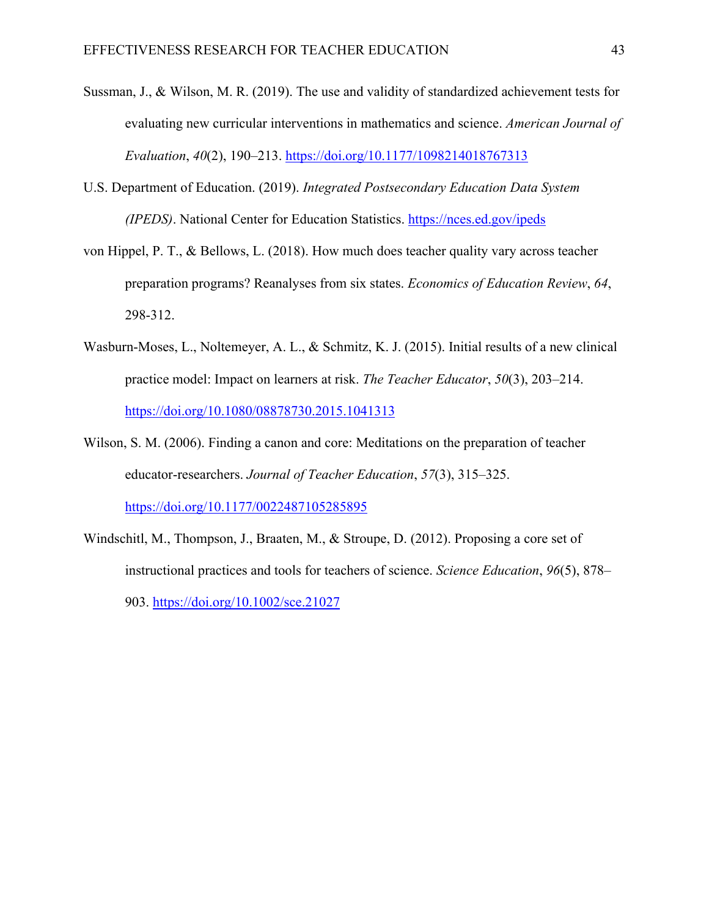Sussman, J., & Wilson, M. R. (2019). The use and validity of standardized achievement tests for evaluating new curricular interventions in mathematics and science. *American Journal of Evaluation*, *40*(2), 190–213. https://doi.org/10.1177/1098214018767313

U.S. Department of Education. (2019). *Integrated Postsecondary Education Data System (IPEDS)*. National Center for Education Statistics. https://nces.ed.gov/ipeds

von Hippel, P. T., & Bellows, L. (2018). How much does teacher quality vary across teacher preparation programs? Reanalyses from six states. *Economics of Education Review*, *64*, 298-312.

Wasburn-Moses, L., Noltemeyer, A. L., & Schmitz, K. J. (2015). Initial results of a new clinical practice model: Impact on learners at risk. *The Teacher Educator*, *50*(3), 203–214. https://doi.org/10.1080/08878730.2015.1041313

Wilson, S. M. (2006). Finding a canon and core: Meditations on the preparation of teacher educator-researchers. *Journal of Teacher Education*, *57*(3), 315–325. https://doi.org/10.1177/0022487105285895

Windschitl, M., Thompson, J., Braaten, M., & Stroupe, D. (2012). Proposing a core set of instructional practices and tools for teachers of science. *Science Education*, *96*(5), 878–903. https://doi.org/10.1002/sce.21027